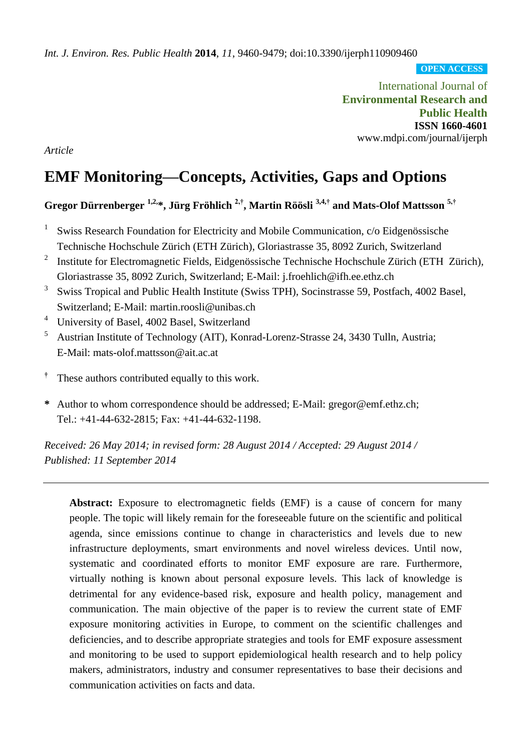Int. J. Environ. Res. Public Health **2014**, *11*, 9460-9479; doi:10.3390/ijerph110909460

OPEN ACCESS

International Journal of
**Environmental Research and Public Health**
**ISSN 1660-4601**
www.mdpi.com/journal/ijerph

*Article*

# EMF Monitoring—Concepts, Activities, Gaps and Options

**Gregor Dürrenberger [1,2,*], Jürg Fröhlich [2,†], Martin Röösli [3,4,†] and Mats-Olof Mattsson [5,†]**

1. Swiss Research Foundation for Electricity and Mobile Communication, c/o Eidgenössische Technische Hochschule Zürich (ETH Zürich), Gloriastrasse 35, 8092 Zurich, Switzerland
2. Institute for Electromagnetic Fields, Eidgenössische Technische Hochschule Zürich (ETH Zürich), Gloriastrasse 35, 8092 Zurich, Switzerland; E-Mail: j.froehlich@ifh.ee.ethz.ch
3. Swiss Tropical and Public Health Institute (Swiss TPH), Socinstrasse 59, Postfach, 4002 Basel, Switzerland; E-Mail: martin.roosli@unibas.ch
4. University of Basel, 4002 Basel, Switzerland
5. Austrian Institute of Technology (AIT), Konrad-Lorenz-Strasse 24, 3430 Tulln, Austria; E-Mail: mats-olof.mattsson@ait.ac.at

† These authors contributed equally to this work.

* Author to whom correspondence should be addressed; E-Mail: gregor@emf.ethz.ch; Tel.: +41-44-632-2815; Fax: +41-44-632-1198.

*Received: 26 May 2014; in revised form: 28 August 2014 / Accepted: 29 August 2014 / Published: 11 September 2014*

---

**Abstract:** Exposure to electromagnetic fields (EMF) is a cause of concern for many people. The topic will likely remain for the foreseeable future on the scientific and political agenda, since emissions continue to change in characteristics and levels due to new infrastructure deployments, smart environments and novel wireless devices. Until now, systematic and coordinated efforts to monitor EMF exposure are rare. Furthermore, virtually nothing is known about personal exposure levels. This lack of knowledge is detrimental for any evidence-based risk, exposure and health policy, management and communication. The main objective of the paper is to review the current state of EMF exposure monitoring activities in Europe, to comment on the scientific challenges and deficiencies, and to describe appropriate strategies and tools for EMF exposure assessment and monitoring to be used to support epidemiological health research and to help policy makers, administrators, industry and consumer representatives to base their decisions and communication activities on facts and data.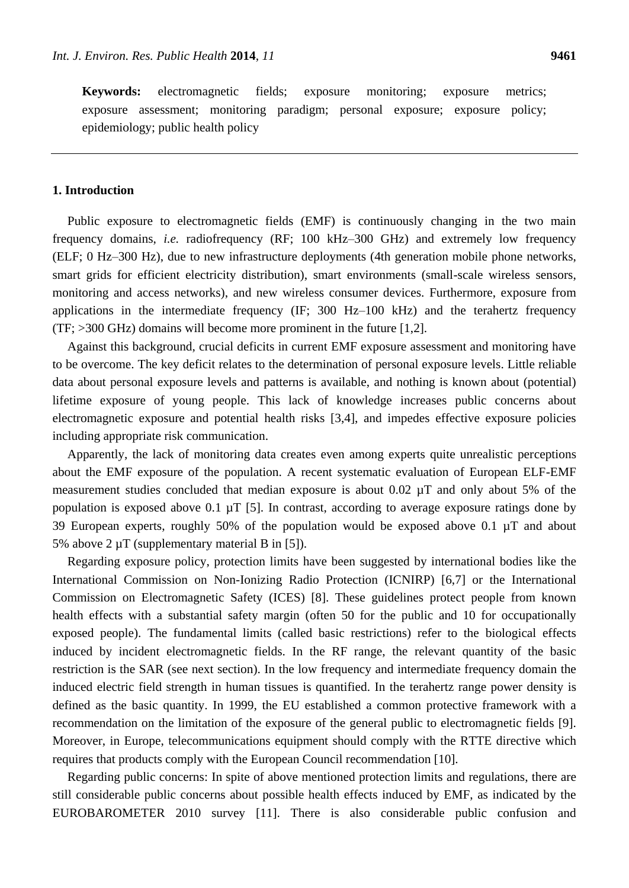**Keywords:** electromagnetic fields; exposure monitoring; exposure metrics; exposure assessment; monitoring paradigm; personal exposure; exposure policy; epidemiology; public health policy

## 1. Introduction

Public exposure to electromagnetic fields (EMF) is continuously changing in the two main frequency domains, *i.e.* radiofrequency (RF; 100 kHz–300 GHz) and extremely low frequency (ELF; 0 Hz–300 Hz), due to new infrastructure deployments (4th generation mobile phone networks, smart grids for efficient electricity distribution), smart environments (small-scale wireless sensors, monitoring and access networks), and new wireless consumer devices. Furthermore, exposure from applications in the intermediate frequency (IF; 300 Hz–100 kHz) and the terahertz frequency (TF; >300 GHz) domains will become more prominent in the future [1,2].

Against this background, crucial deficits in current EMF exposure assessment and monitoring have to be overcome. The key deficit relates to the determination of personal exposure levels. Little reliable data about personal exposure levels and patterns is available, and nothing is known about (potential) lifetime exposure of young people. This lack of knowledge increases public concerns about electromagnetic exposure and potential health risks [3,4], and impedes effective exposure policies including appropriate risk communication.

Apparently, the lack of monitoring data creates even among experts quite unrealistic perceptions about the EMF exposure of the population. A recent systematic evaluation of European ELF-EMF measurement studies concluded that median exposure is about 0.02 µT and only about 5% of the population is exposed above 0.1 µT [5]. In contrast, according to average exposure ratings done by 39 European experts, roughly 50% of the population would be exposed above 0.1 µT and about 5% above 2 µT (supplementary material B in [5]).

Regarding exposure policy, protection limits have been suggested by international bodies like the International Commission on Non-Ionizing Radio Protection (ICNIRP) [6,7] or the International Commission on Electromagnetic Safety (ICES) [8]. These guidelines protect people from known health effects with a substantial safety margin (often 50 for the public and 10 for occupationally exposed people). The fundamental limits (called basic restrictions) refer to the biological effects induced by incident electromagnetic fields. In the RF range, the relevant quantity of the basic restriction is the SAR (see next section). In the low frequency and intermediate frequency domain the induced electric field strength in human tissues is quantified. In the terahertz range power density is defined as the basic quantity. In 1999, the EU established a common protective framework with a recommendation on the limitation of the exposure of the general public to electromagnetic fields [9]. Moreover, in Europe, telecommunications equipment should comply with the RTTE directive which requires that products comply with the European Council recommendation [10].

Regarding public concerns: In spite of above mentioned protection limits and regulations, there are still considerable public concerns about possible health effects induced by EMF, as indicated by the EUROBAROMETER 2010 survey [11]. There is also considerable public confusion and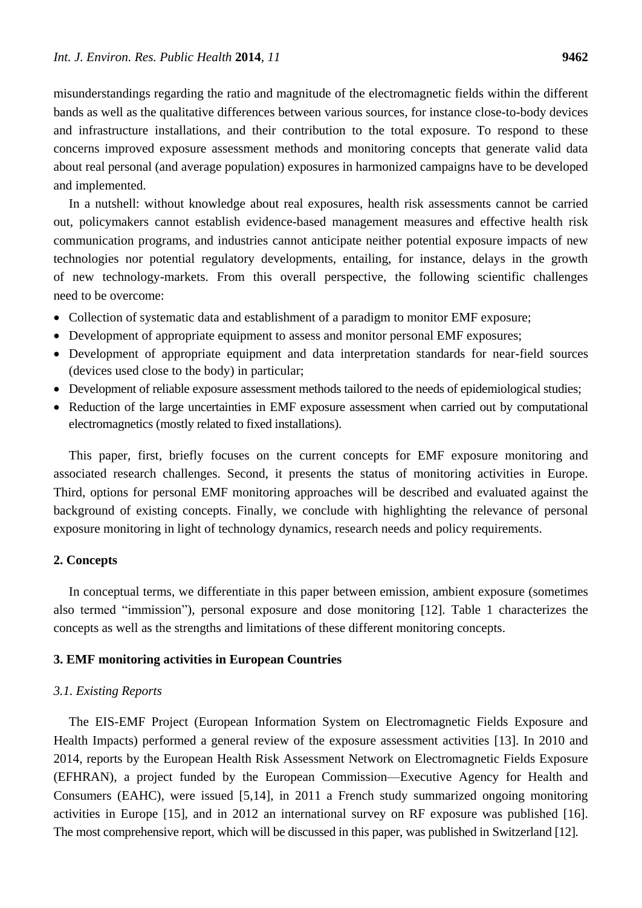misunderstandings regarding the ratio and magnitude of the electromagnetic fields within the different bands as well as the qualitative differences between various sources, for instance close-to-body devices and infrastructure installations, and their contribution to the total exposure. To respond to these concerns improved exposure assessment methods and monitoring concepts that generate valid data about real personal (and average population) exposures in harmonized campaigns have to be developed and implemented.

In a nutshell: without knowledge about real exposures, health risk assessments cannot be carried out, policymakers cannot establish evidence-based management measures and effective health risk communication programs, and industries cannot anticipate neither potential exposure impacts of new technologies nor potential regulatory developments, entailing, for instance, delays in the growth of new technology-markets. From this overall perspective, the following scientific challenges need to be overcome:

- Collection of systematic data and establishment of a paradigm to monitor EMF exposure;
- Development of appropriate equipment to assess and monitor personal EMF exposures;
- Development of appropriate equipment and data interpretation standards for near-field sources (devices used close to the body) in particular;
- Development of reliable exposure assessment methods tailored to the needs of epidemiological studies;
- Reduction of the large uncertainties in EMF exposure assessment when carried out by computational electromagnetics (mostly related to fixed installations).

This paper, first, briefly focuses on the current concepts for EMF exposure monitoring and associated research challenges. Second, it presents the status of monitoring activities in Europe. Third, options for personal EMF monitoring approaches will be described and evaluated against the background of existing concepts. Finally, we conclude with highlighting the relevance of personal exposure monitoring in light of technology dynamics, research needs and policy requirements.

## 2. Concepts

In conceptual terms, we differentiate in this paper between emission, ambient exposure (sometimes also termed "immission"), personal exposure and dose monitoring [12]. Table 1 characterizes the concepts as well as the strengths and limitations of these different monitoring concepts.

## 3. EMF monitoring activities in European Countries

### *3.1. Existing Reports*

The EIS-EMF Project (European Information System on Electromagnetic Fields Exposure and Health Impacts) performed a general review of the exposure assessment activities [13]. In 2010 and 2014, reports by the European Health Risk Assessment Network on Electromagnetic Fields Exposure (EFHRAN), a project funded by the European Commission—Executive Agency for Health and Consumers (EAHC), were issued [5,14], in 2011 a French study summarized ongoing monitoring activities in Europe [15], and in 2012 an international survey on RF exposure was published [16]. The most comprehensive report, which will be discussed in this paper, was published in Switzerland [12].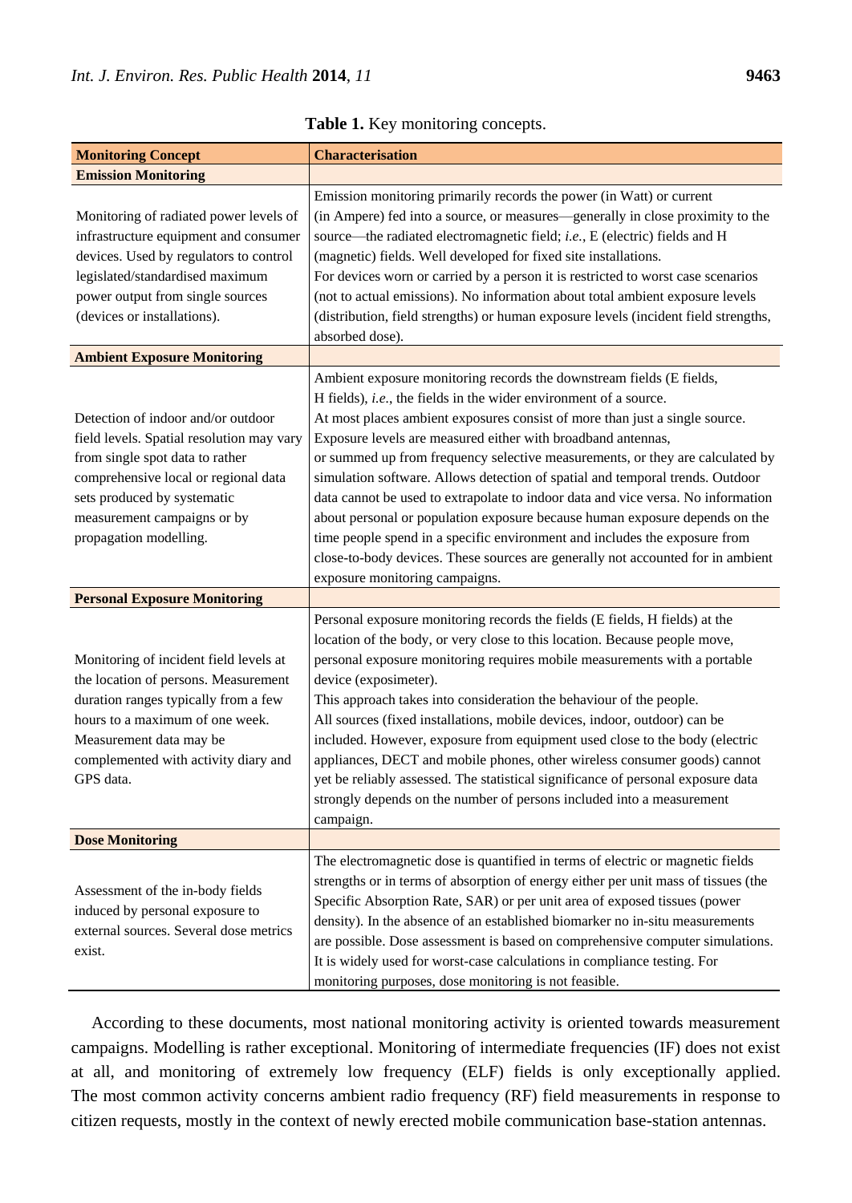**Table 1.** Key monitoring concepts.

| Monitoring Concept | Characterisation |
| --- | --- |
| **Emission Monitoring** | |
| Monitoring of radiated power levels of infrastructure equipment and consumer devices. Used by regulators to control legislated/standardised maximum power output from single sources (devices or installations). | Emission monitoring primarily records the power (in Watt) or current (in Ampere) fed into a source, or measures—generally in close proximity to the source—the radiated electromagnetic field; *i.e.*, E (electric) fields and H (magnetic) fields. Well developed for fixed site installations. For devices worn or carried by a person it is restricted to worst case scenarios (not to actual emissions). No information about total ambient exposure levels (distribution, field strengths) or human exposure levels (incident field strengths, absorbed dose). |
| **Ambient Exposure Monitoring** | |
| Detection of indoor and/or outdoor field levels. Spatial resolution may vary from single spot data to rather comprehensive local or regional data sets produced by systematic measurement campaigns or by propagation modelling. | Ambient exposure monitoring records the downstream fields (E fields, H fields), *i.e.*, the fields in the wider environment of a source. At most places ambient exposures consist of more than just a single source. Exposure levels are measured either with broadband antennas, or summed up from frequency selective measurements, or they are calculated by simulation software. Allows detection of spatial and temporal trends. Outdoor data cannot be used to extrapolate to indoor data and vice versa. No information about personal or population exposure because human exposure depends on the time people spend in a specific environment and includes the exposure from close-to-body devices. These sources are generally not accounted for in ambient exposure monitoring campaigns. |
| **Personal Exposure Monitoring** | |
| Monitoring of incident field levels at the location of persons. Measurement duration ranges typically from a few hours to a maximum of one week. Measurement data may be complemented with activity diary and GPS data. | Personal exposure monitoring records the fields (E fields, H fields) at the location of the body, or very close to this location. Because people move, personal exposure monitoring requires mobile measurements with a portable device (exposimeter). This approach takes into consideration the behaviour of the people. All sources (fixed installations, mobile devices, indoor, outdoor) can be included. However, exposure from equipment used close to the body (electric appliances, DECT and mobile phones, other wireless consumer goods) cannot yet be reliably assessed. The statistical significance of personal exposure data strongly depends on the number of persons included into a measurement campaign. |
| **Dose Monitoring** | |
| Assessment of the in-body fields induced by personal exposure to external sources. Several dose metrics exist. | The electromagnetic dose is quantified in terms of electric or magnetic fields strengths or in terms of absorption of energy either per unit mass of tissues (the Specific Absorption Rate, SAR) or per unit area of exposed tissues (power density). In the absence of an established biomarker no in-situ measurements are possible. Dose assessment is based on comprehensive computer simulations. It is widely used for worst-case calculations in compliance testing. For monitoring purposes, dose monitoring is not feasible. |

According to these documents, most national monitoring activity is oriented towards measurement campaigns. Modelling is rather exceptional. Monitoring of intermediate frequencies (IF) does not exist at all, and monitoring of extremely low frequency (ELF) fields is only exceptionally applied. The most common activity concerns ambient radio frequency (RF) field measurements in response to citizen requests, mostly in the context of newly erected mobile communication base-station antennas.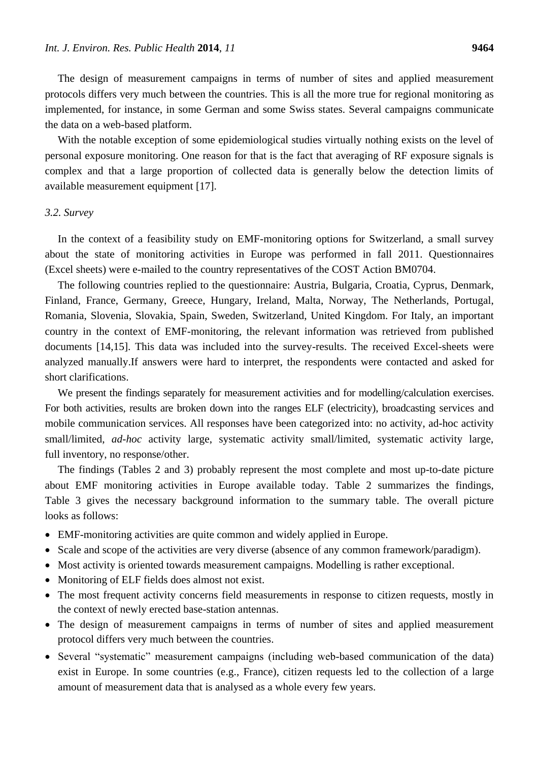The design of measurement campaigns in terms of number of sites and applied measurement protocols differs very much between the countries. This is all the more true for regional monitoring as implemented, for instance, in some German and some Swiss states. Several campaigns communicate the data on a web-based platform.

With the notable exception of some epidemiological studies virtually nothing exists on the level of personal exposure monitoring. One reason for that is the fact that averaging of RF exposure signals is complex and that a large proportion of collected data is generally below the detection limits of available measurement equipment [17].

### *3.2. Survey*

In the context of a feasibility study on EMF-monitoring options for Switzerland, a small survey about the state of monitoring activities in Europe was performed in fall 2011. Questionnaires (Excel sheets) were e-mailed to the country representatives of the COST Action BM0704.

The following countries replied to the questionnaire: Austria, Bulgaria, Croatia, Cyprus, Denmark, Finland, France, Germany, Greece, Hungary, Ireland, Malta, Norway, The Netherlands, Portugal, Romania, Slovenia, Slovakia, Spain, Sweden, Switzerland, United Kingdom. For Italy, an important country in the context of EMF-monitoring, the relevant information was retrieved from published documents [14,15]. This data was included into the survey-results. The received Excel-sheets were analyzed manually.If answers were hard to interpret, the respondents were contacted and asked for short clarifications.

We present the findings separately for measurement activities and for modelling/calculation exercises. For both activities, results are broken down into the ranges ELF (electricity), broadcasting services and mobile communication services. All responses have been categorized into: no activity, ad-hoc activity small/limited, *ad-hoc* activity large, systematic activity small/limited, systematic activity large, full inventory, no response/other.

The findings (Tables 2 and 3) probably represent the most complete and most up-to-date picture about EMF monitoring activities in Europe available today. Table 2 summarizes the findings, Table 3 gives the necessary background information to the summary table. The overall picture looks as follows:

- EMF-monitoring activities are quite common and widely applied in Europe.
- Scale and scope of the activities are very diverse (absence of any common framework/paradigm).
- Most activity is oriented towards measurement campaigns. Modelling is rather exceptional.
- Monitoring of ELF fields does almost not exist.
- The most frequent activity concerns field measurements in response to citizen requests, mostly in the context of newly erected base-station antennas.
- The design of measurement campaigns in terms of number of sites and applied measurement protocol differs very much between the countries.
- Several "systematic" measurement campaigns (including web-based communication of the data) exist in Europe. In some countries (e.g., France), citizen requests led to the collection of a large amount of measurement data that is analysed as a whole every few years.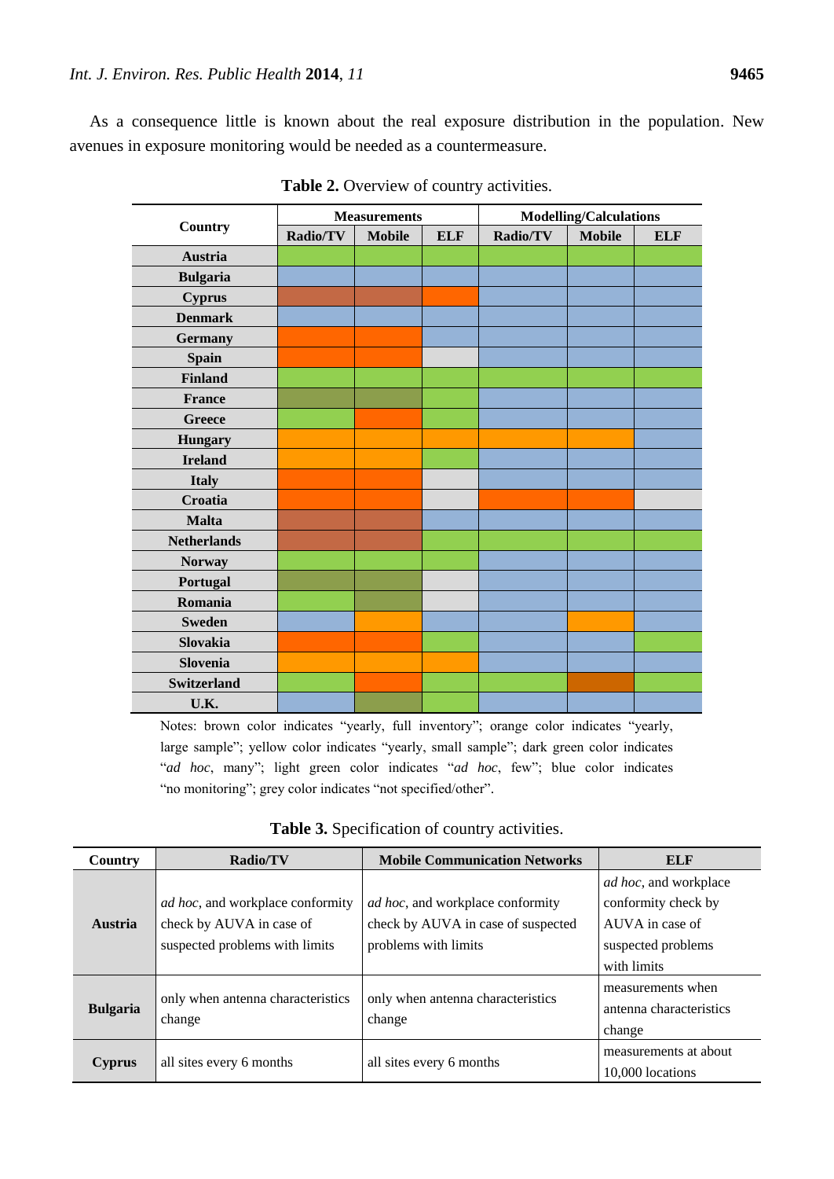As a consequence little is known about the real exposure distribution in the population. New avenues in exposure monitoring would be needed as a countermeasure.

**Table 2.** Overview of country activities.

| Country | Measurements | | | Modelling/Calculations | | |
|---|---|---|---|---|---|---|
| | Radio/TV | Mobile | ELF | Radio/TV | Mobile | ELF |
| **Austria** | light green | light green | light green | light green | light green | light green |
| **Bulgaria** | blue | blue | blue | blue | blue | blue |
| **Cyprus** | brown | brown | orange | blue | blue | blue |
| **Denmark** | blue | blue | blue | blue | blue | blue |
| **Germany** | orange | orange | blue | blue | blue | blue |
| **Spain** | orange | orange | grey | blue | blue | blue |
| **Finland** | light green | light green | light green | light green | light green | light green |
| **France** | dark green | dark green | light green | blue | blue | blue |
| **Greece** | light green | orange | light green | blue | blue | blue |
| **Hungary** | yellow | yellow | yellow | yellow | yellow | blue |
| **Ireland** | yellow | yellow | light green | blue | blue | blue |
| **Italy** | orange | orange | grey | blue | blue | blue |
| **Croatia** | orange | orange | grey | orange | orange | grey |
| **Malta** | brown | brown | blue | blue | blue | blue |
| **Netherlands** | brown | brown | light green | light green | light green | light green |
| **Norway** | light green | light green | light green | blue | blue | blue |
| **Portugal** | dark green | dark green | grey | blue | blue | blue |
| **Romania** | light green | dark green | grey | blue | blue | blue |
| **Sweden** | blue | yellow | blue | blue | yellow | blue |
| **Slovakia** | orange | orange | light green | blue | blue | light green |
| **Slovenia** | yellow | yellow | yellow | blue | blue | blue |
| **Switzerland** | light green | orange | light green | light green | brown | light green |
| **U.K.** | blue | dark green | light green | blue | blue | blue |

Notes: brown color indicates "yearly, full inventory"; orange color indicates "yearly, large sample"; yellow color indicates "yearly, small sample"; dark green color indicates "*ad hoc*, many"; light green color indicates "*ad hoc*, few"; blue color indicates "no monitoring"; grey color indicates "not specified/other".

**Table 3.** Specification of country activities.

| Country | Radio/TV | Mobile Communication Networks | ELF |
|---|---|---|---|
| **Austria** | *ad hoc*, and workplace conformity check by AUVA in case of suspected problems with limits | *ad hoc*, and workplace conformity check by AUVA in case of suspected problems with limits | *ad hoc*, and workplace conformity check by AUVA in case of suspected problems with limits |
| **Bulgaria** | only when antenna characteristics change | only when antenna characteristics change | measurements when antenna characteristics change |
| **Cyprus** | all sites every 6 months | all sites every 6 months | measurements at about 10,000 locations |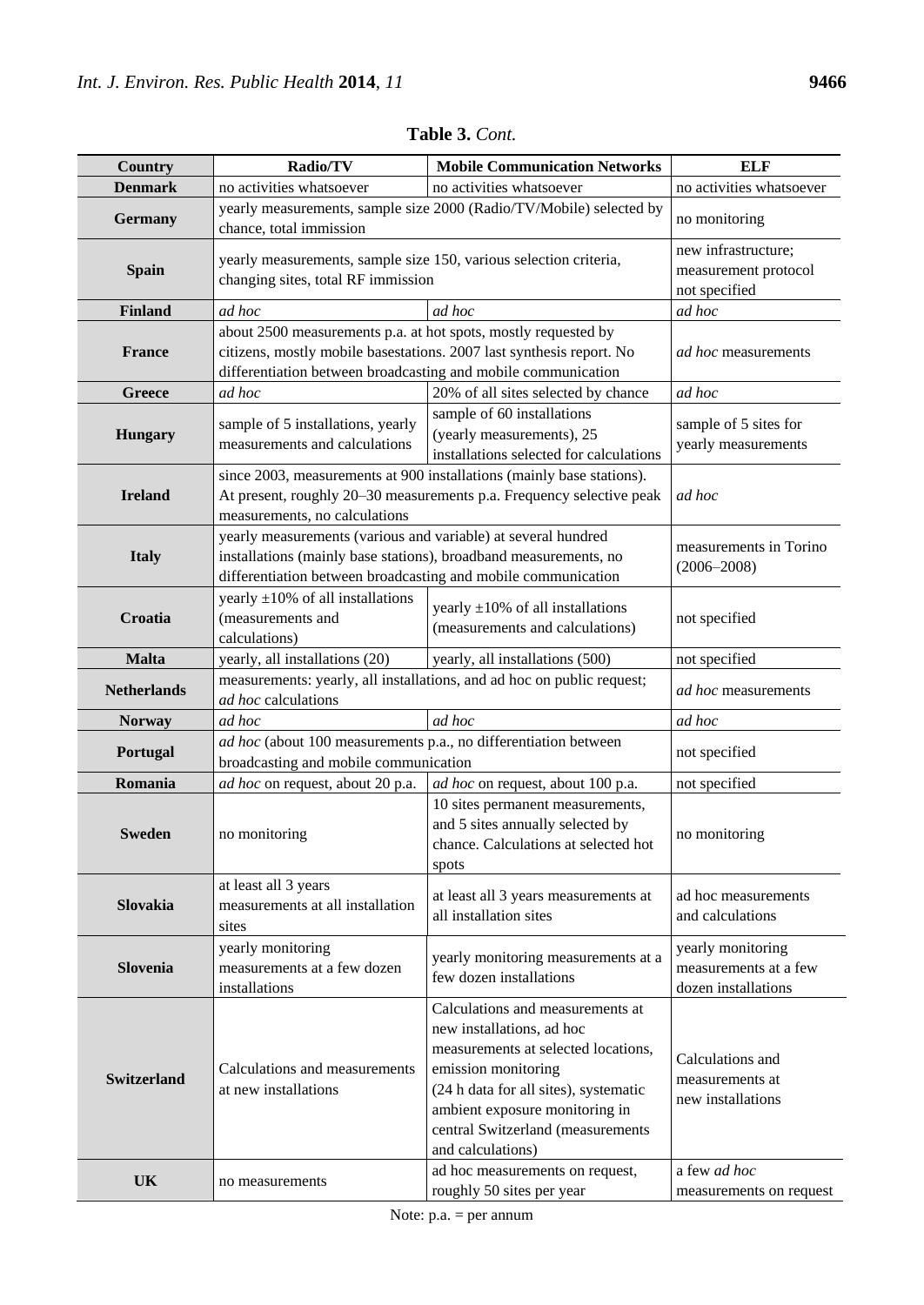**Table 3.** *Cont.*

| Country | Radio/TV | Mobile Communication Networks | ELF |
|---|---|---|---|
| **Denmark** | no activities whatsoever | no activities whatsoever | no activities whatsoever |
| **Germany** | yearly measurements, sample size 2000 (Radio/TV/Mobile) selected by chance, total immission | | no monitoring |
| **Spain** | yearly measurements, sample size 150, various selection criteria, changing sites, total RF immission | | new infrastructure; measurement protocol not specified |
| **Finland** | *ad hoc* | *ad hoc* | *ad hoc* |
| **France** | about 2500 measurements p.a. at hot spots, mostly requested by citizens, mostly mobile basestations. 2007 last synthesis report. No differentiation between broadcasting and mobile communication | | *ad hoc* measurements |
| **Greece** | *ad hoc* | 20% of all sites selected by chance | *ad hoc* |
| **Hungary** | sample of 5 installations, yearly measurements and calculations | sample of 60 installations (yearly measurements), 25 installations selected for calculations | sample of 5 sites for yearly measurements |
| **Ireland** | since 2003, measurements at 900 installations (mainly base stations). At present, roughly 20–30 measurements p.a. Frequency selective peak measurements, no calculations | | *ad hoc* |
| **Italy** | yearly measurements (various and variable) at several hundred installations (mainly base stations), broadband measurements, no differentiation between broadcasting and mobile communication | | measurements in Torino (2006–2008) |
| **Croatia** | yearly ±10% of all installations (measurements and calculations) | yearly ±10% of all installations (measurements and calculations) | not specified |
| **Malta** | yearly, all installations (20) | yearly, all installations (500) | not specified |
| **Netherlands** | measurements: yearly, all installations, and ad hoc on public request; *ad hoc* calculations | | *ad hoc* measurements |
| **Norway** | *ad hoc* | *ad hoc* | *ad hoc* |
| **Portugal** | *ad hoc* (about 100 measurements p.a., no differentiation between broadcasting and mobile communication | | not specified |
| **Romania** | *ad hoc* on request, about 20 p.a. | *ad hoc* on request, about 100 p.a. | not specified |
| **Sweden** | no monitoring | 10 sites permanent measurements, and 5 sites annually selected by chance. Calculations at selected hot spots | no monitoring |
| **Slovakia** | at least all 3 years measurements at all installation sites | at least all 3 years measurements at all installation sites | ad hoc measurements and calculations |
| **Slovenia** | yearly monitoring measurements at a few dozen installations | yearly monitoring measurements at a few dozen installations | yearly monitoring measurements at a few dozen installations |
| **Switzerland** | Calculations and measurements at new installations | Calculations and measurements at new installations, ad hoc measurements at selected locations, emission monitoring (24 h data for all sites), systematic ambient exposure monitoring in central Switzerland (measurements and calculations) | Calculations and measurements at new installations |
| **UK** | no measurements | ad hoc measurements on request, roughly 50 sites per year | a few *ad hoc* measurements on request |

Note: p.a. = per annum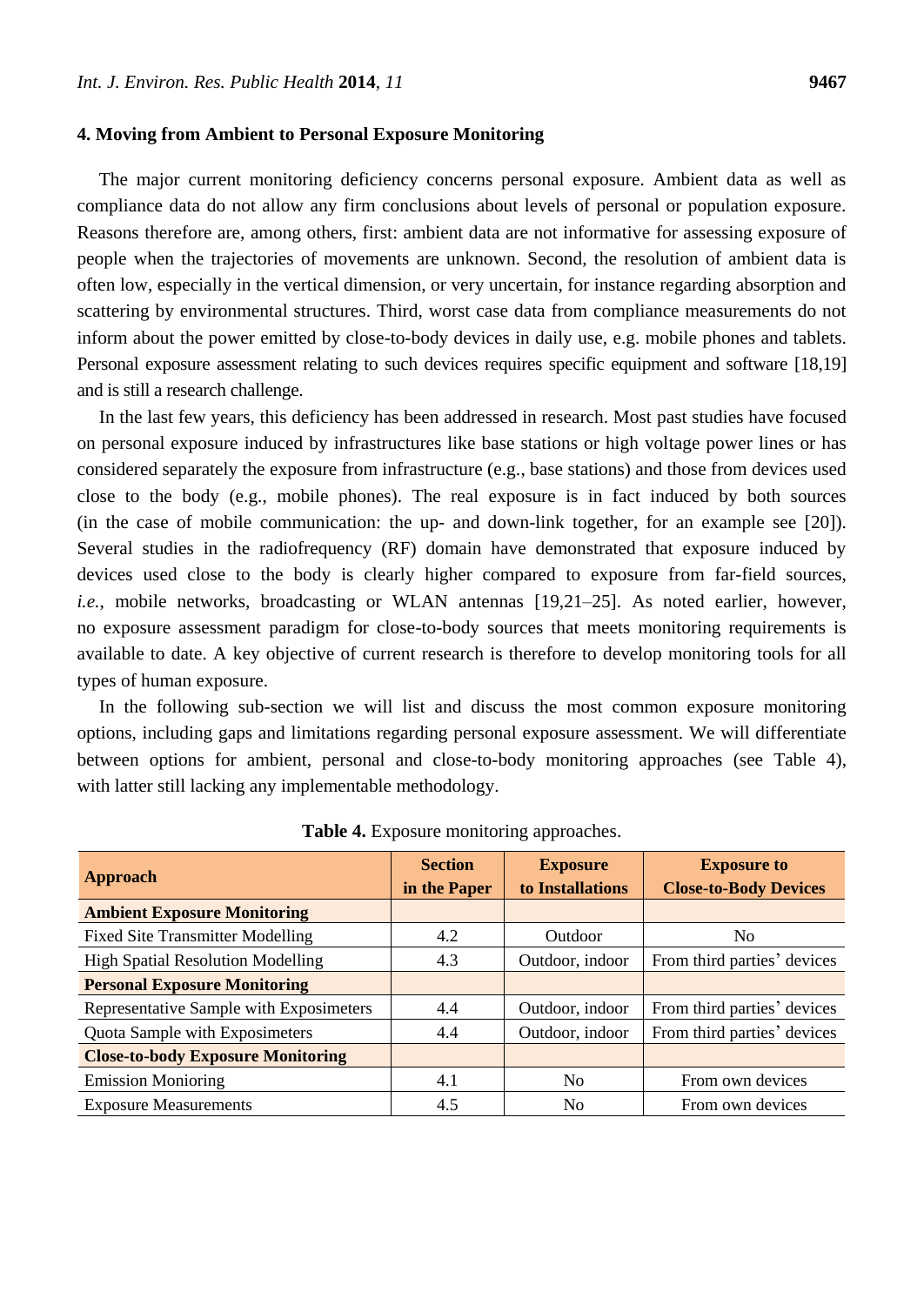## 4. Moving from Ambient to Personal Exposure Monitoring

The major current monitoring deficiency concerns personal exposure. Ambient data as well as compliance data do not allow any firm conclusions about levels of personal or population exposure. Reasons therefore are, among others, first: ambient data are not informative for assessing exposure of people when the trajectories of movements are unknown. Second, the resolution of ambient data is often low, especially in the vertical dimension, or very uncertain, for instance regarding absorption and scattering by environmental structures. Third, worst case data from compliance measurements do not inform about the power emitted by close-to-body devices in daily use, e.g. mobile phones and tablets. Personal exposure assessment relating to such devices requires specific equipment and software [18,19] and is still a research challenge.

In the last few years, this deficiency has been addressed in research. Most past studies have focused on personal exposure induced by infrastructures like base stations or high voltage power lines or has considered separately the exposure from infrastructure (e.g., base stations) and those from devices used close to the body (e.g., mobile phones). The real exposure is in fact induced by both sources (in the case of mobile communication: the up- and down-link together, for an example see [20]). Several studies in the radiofrequency (RF) domain have demonstrated that exposure induced by devices used close to the body is clearly higher compared to exposure from far-field sources, *i.e.*, mobile networks, broadcasting or WLAN antennas [19,21–25]. As noted earlier, however, no exposure assessment paradigm for close-to-body sources that meets monitoring requirements is available to date. A key objective of current research is therefore to develop monitoring tools for all types of human exposure.

In the following sub-section we will list and discuss the most common exposure monitoring options, including gaps and limitations regarding personal exposure assessment. We will differentiate between options for ambient, personal and close-to-body monitoring approaches (see Table 4), with latter still lacking any implementable methodology.

**Table 4.** Exposure monitoring approaches.

| Approach | Section in the Paper | Exposure to Installations | Exposure to Close-to-Body Devices |
|---|---|---|---|
| **Ambient Exposure Monitoring** | | | |
| Fixed Site Transmitter Modelling | 4.2 | Outdoor | No |
| High Spatial Resolution Modelling | 4.3 | Outdoor, indoor | From third parties' devices |
| **Personal Exposure Monitoring** | | | |
| Representative Sample with Exposimeters | 4.4 | Outdoor, indoor | From third parties' devices |
| Quota Sample with Exposimeters | 4.4 | Outdoor, indoor | From third parties' devices |
| **Close-to-body Exposure Monitoring** | | | |
| Emission Monioring | 4.1 | No | From own devices |
| Exposure Measurements | 4.5 | No | From own devices |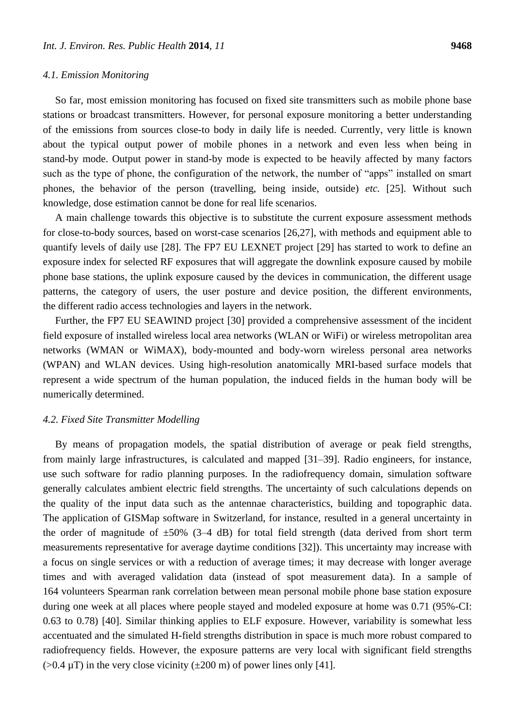### *4.1. Emission Monitoring*

So far, most emission monitoring has focused on fixed site transmitters such as mobile phone base stations or broadcast transmitters. However, for personal exposure monitoring a better understanding of the emissions from sources close-to body in daily life is needed. Currently, very little is known about the typical output power of mobile phones in a network and even less when being in stand-by mode. Output power in stand-by mode is expected to be heavily affected by many factors such as the type of phone, the configuration of the network, the number of "apps" installed on smart phones, the behavior of the person (travelling, being inside, outside) *etc.* [25]. Without such knowledge, dose estimation cannot be done for real life scenarios.

A main challenge towards this objective is to substitute the current exposure assessment methods for close-to-body sources, based on worst-case scenarios [26,27], with methods and equipment able to quantify levels of daily use [28]. The FP7 EU LEXNET project [29] has started to work to define an exposure index for selected RF exposures that will aggregate the downlink exposure caused by mobile phone base stations, the uplink exposure caused by the devices in communication, the different usage patterns, the category of users, the user posture and device position, the different environments, the different radio access technologies and layers in the network.

Further, the FP7 EU SEAWIND project [30] provided a comprehensive assessment of the incident field exposure of installed wireless local area networks (WLAN or WiFi) or wireless metropolitan area networks (WMAN or WiMAX), body-mounted and body-worn wireless personal area networks (WPAN) and WLAN devices. Using high-resolution anatomically MRI-based surface models that represent a wide spectrum of the human population, the induced fields in the human body will be numerically determined.

### *4.2. Fixed Site Transmitter Modelling*

By means of propagation models, the spatial distribution of average or peak field strengths, from mainly large infrastructures, is calculated and mapped [31–39]. Radio engineers, for instance, use such software for radio planning purposes. In the radiofrequency domain, simulation software generally calculates ambient electric field strengths. The uncertainty of such calculations depends on the quality of the input data such as the antennae characteristics, building and topographic data. The application of GISMap software in Switzerland, for instance, resulted in a general uncertainty in the order of magnitude of ±50% (3–4 dB) for total field strength (data derived from short term measurements representative for average daytime conditions [32]). This uncertainty may increase with a focus on single services or with a reduction of average times; it may decrease with longer average times and with averaged validation data (instead of spot measurement data). In a sample of 164 volunteers Spearman rank correlation between mean personal mobile phone base station exposure during one week at all places where people stayed and modeled exposure at home was 0.71 (95%-CI: 0.63 to 0.78) [40]. Similar thinking applies to ELF exposure. However, variability is somewhat less accentuated and the simulated H-field strengths distribution in space is much more robust compared to radiofrequency fields. However, the exposure patterns are very local with significant field strengths (>0.4 µT) in the very close vicinity (±200 m) of power lines only [41].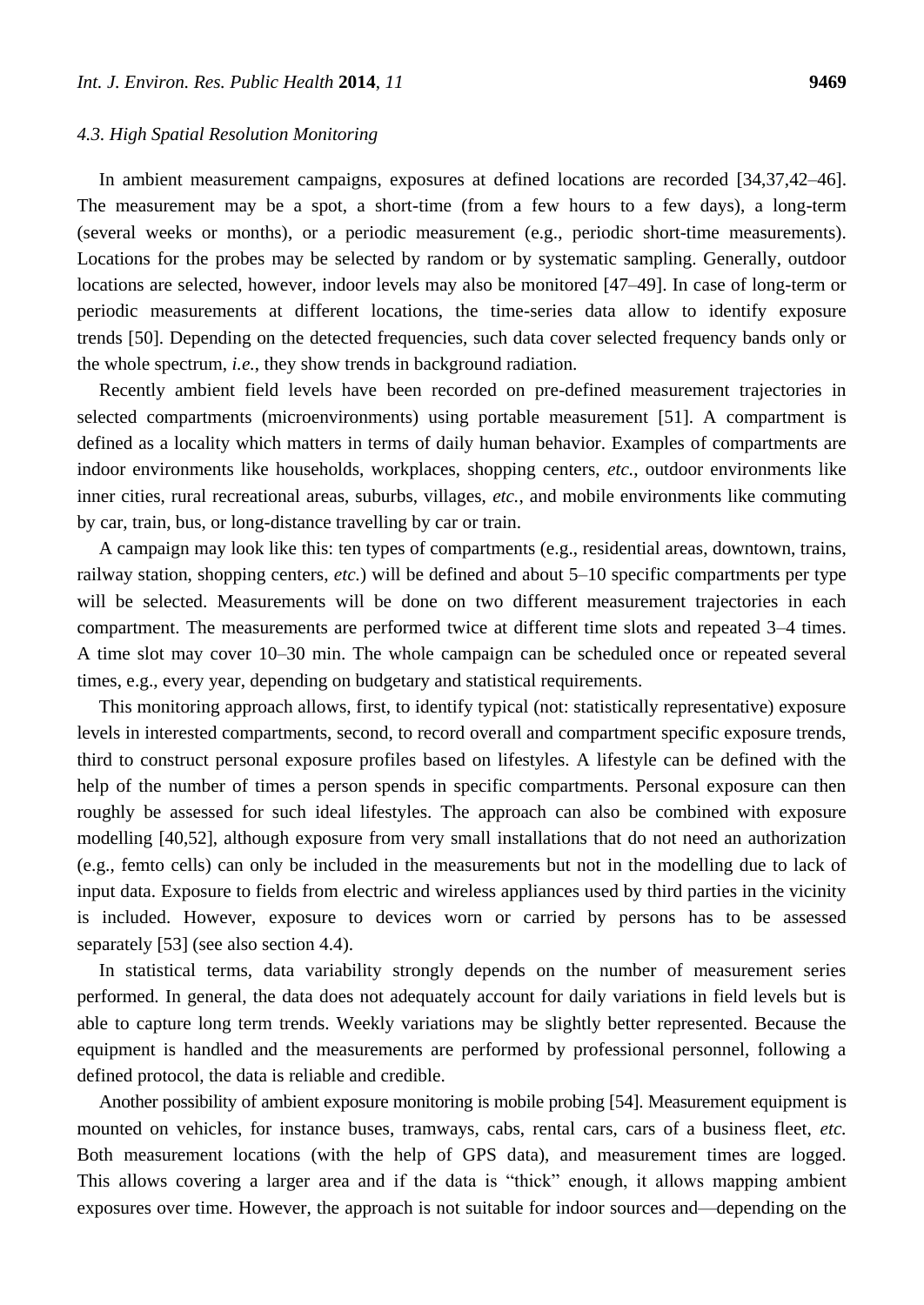### 4.3. High Spatial Resolution Monitoring

In ambient measurement campaigns, exposures at defined locations are recorded [34,37,42–46]. The measurement may be a spot, a short-time (from a few hours to a few days), a long-term (several weeks or months), or a periodic measurement (e.g., periodic short-time measurements). Locations for the probes may be selected by random or by systematic sampling. Generally, outdoor locations are selected, however, indoor levels may also be monitored [47–49]. In case of long-term or periodic measurements at different locations, the time-series data allow to identify exposure trends [50]. Depending on the detected frequencies, such data cover selected frequency bands only or the whole spectrum, *i.e.*, they show trends in background radiation.

Recently ambient field levels have been recorded on pre-defined measurement trajectories in selected compartments (microenvironments) using portable measurement [51]. A compartment is defined as a locality which matters in terms of daily human behavior. Examples of compartments are indoor environments like households, workplaces, shopping centers, *etc.*, outdoor environments like inner cities, rural recreational areas, suburbs, villages, *etc.*, and mobile environments like commuting by car, train, bus, or long-distance travelling by car or train.

A campaign may look like this: ten types of compartments (e.g., residential areas, downtown, trains, railway station, shopping centers, *etc.*) will be defined and about 5–10 specific compartments per type will be selected. Measurements will be done on two different measurement trajectories in each compartment. The measurements are performed twice at different time slots and repeated 3–4 times. A time slot may cover 10–30 min. The whole campaign can be scheduled once or repeated several times, e.g., every year, depending on budgetary and statistical requirements.

This monitoring approach allows, first, to identify typical (not: statistically representative) exposure levels in interested compartments, second, to record overall and compartment specific exposure trends, third to construct personal exposure profiles based on lifestyles. A lifestyle can be defined with the help of the number of times a person spends in specific compartments. Personal exposure can then roughly be assessed for such ideal lifestyles. The approach can also be combined with exposure modelling [40,52], although exposure from very small installations that do not need an authorization (e.g., femto cells) can only be included in the measurements but not in the modelling due to lack of input data. Exposure to fields from electric and wireless appliances used by third parties in the vicinity is included. However, exposure to devices worn or carried by persons has to be assessed separately [53] (see also section 4.4).

In statistical terms, data variability strongly depends on the number of measurement series performed. In general, the data does not adequately account for daily variations in field levels but is able to capture long term trends. Weekly variations may be slightly better represented. Because the equipment is handled and the measurements are performed by professional personnel, following a defined protocol, the data is reliable and credible.

Another possibility of ambient exposure monitoring is mobile probing [54]. Measurement equipment is mounted on vehicles, for instance buses, tramways, cabs, rental cars, cars of a business fleet, *etc.* Both measurement locations (with the help of GPS data), and measurement times are logged. This allows covering a larger area and if the data is "thick" enough, it allows mapping ambient exposures over time. However, the approach is not suitable for indoor sources and—depending on the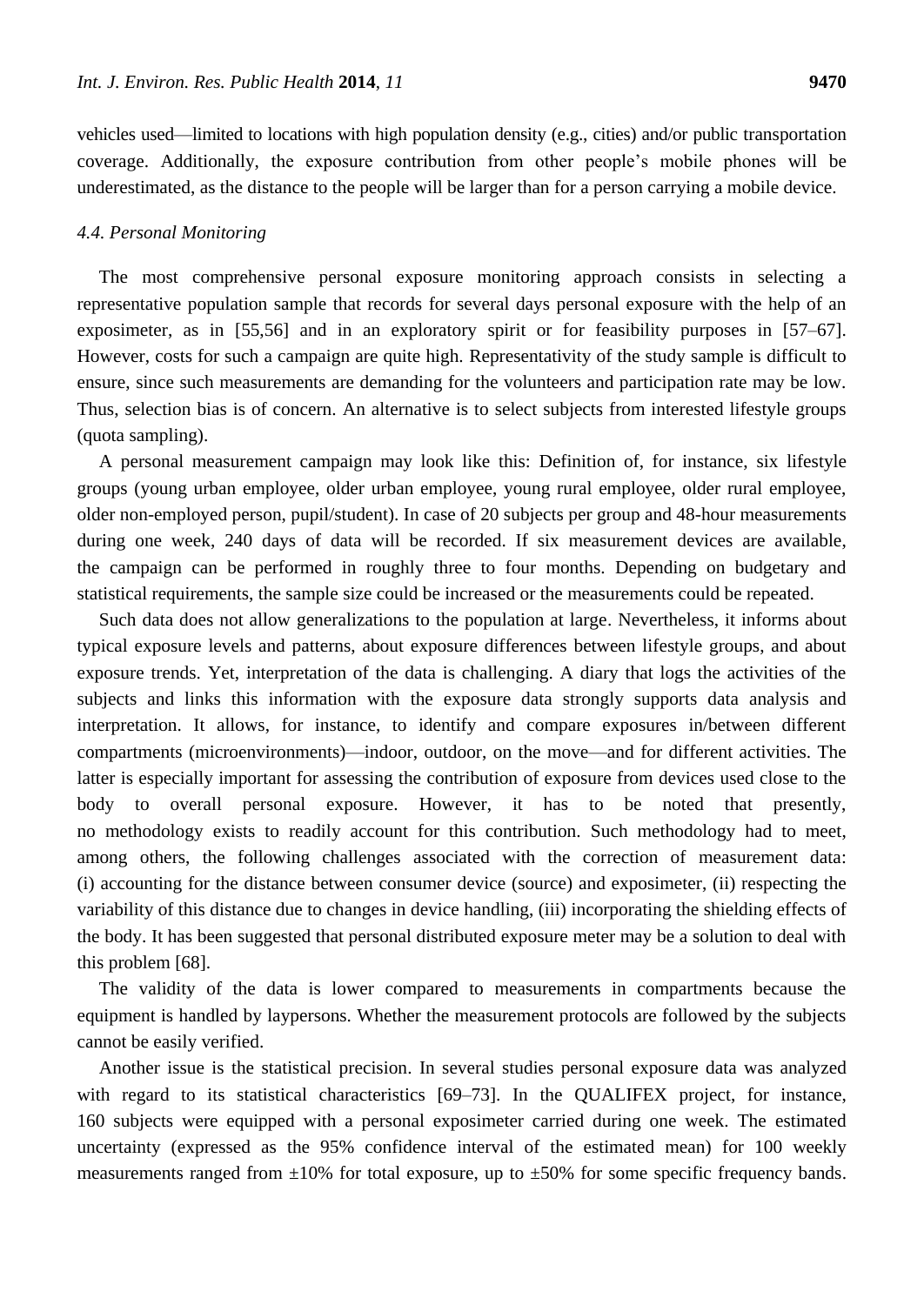vehicles used—limited to locations with high population density (e.g., cities) and/or public transportation coverage. Additionally, the exposure contribution from other people's mobile phones will be underestimated, as the distance to the people will be larger than for a person carrying a mobile device.

### *4.4. Personal Monitoring*

The most comprehensive personal exposure monitoring approach consists in selecting a representative population sample that records for several days personal exposure with the help of an exposimeter, as in [55,56] and in an exploratory spirit or for feasibility purposes in [57–67]. However, costs for such a campaign are quite high. Representativity of the study sample is difficult to ensure, since such measurements are demanding for the volunteers and participation rate may be low. Thus, selection bias is of concern. An alternative is to select subjects from interested lifestyle groups (quota sampling).

A personal measurement campaign may look like this: Definition of, for instance, six lifestyle groups (young urban employee, older urban employee, young rural employee, older rural employee, older non-employed person, pupil/student). In case of 20 subjects per group and 48-hour measurements during one week, 240 days of data will be recorded. If six measurement devices are available, the campaign can be performed in roughly three to four months. Depending on budgetary and statistical requirements, the sample size could be increased or the measurements could be repeated.

Such data does not allow generalizations to the population at large. Nevertheless, it informs about typical exposure levels and patterns, about exposure differences between lifestyle groups, and about exposure trends. Yet, interpretation of the data is challenging. A diary that logs the activities of the subjects and links this information with the exposure data strongly supports data analysis and interpretation. It allows, for instance, to identify and compare exposures in/between different compartments (microenvironments)—indoor, outdoor, on the move—and for different activities. The latter is especially important for assessing the contribution of exposure from devices used close to the body to overall personal exposure. However, it has to be noted that presently, no methodology exists to readily account for this contribution. Such methodology had to meet, among others, the following challenges associated with the correction of measurement data: (i) accounting for the distance between consumer device (source) and exposimeter, (ii) respecting the variability of this distance due to changes in device handling, (iii) incorporating the shielding effects of the body. It has been suggested that personal distributed exposure meter may be a solution to deal with this problem [68].

The validity of the data is lower compared to measurements in compartments because the equipment is handled by laypersons. Whether the measurement protocols are followed by the subjects cannot be easily verified.

Another issue is the statistical precision. In several studies personal exposure data was analyzed with regard to its statistical characteristics [69–73]. In the QUALIFEX project, for instance, 160 subjects were equipped with a personal exposimeter carried during one week. The estimated uncertainty (expressed as the 95% confidence interval of the estimated mean) for 100 weekly measurements ranged from ±10% for total exposure, up to ±50% for some specific frequency bands.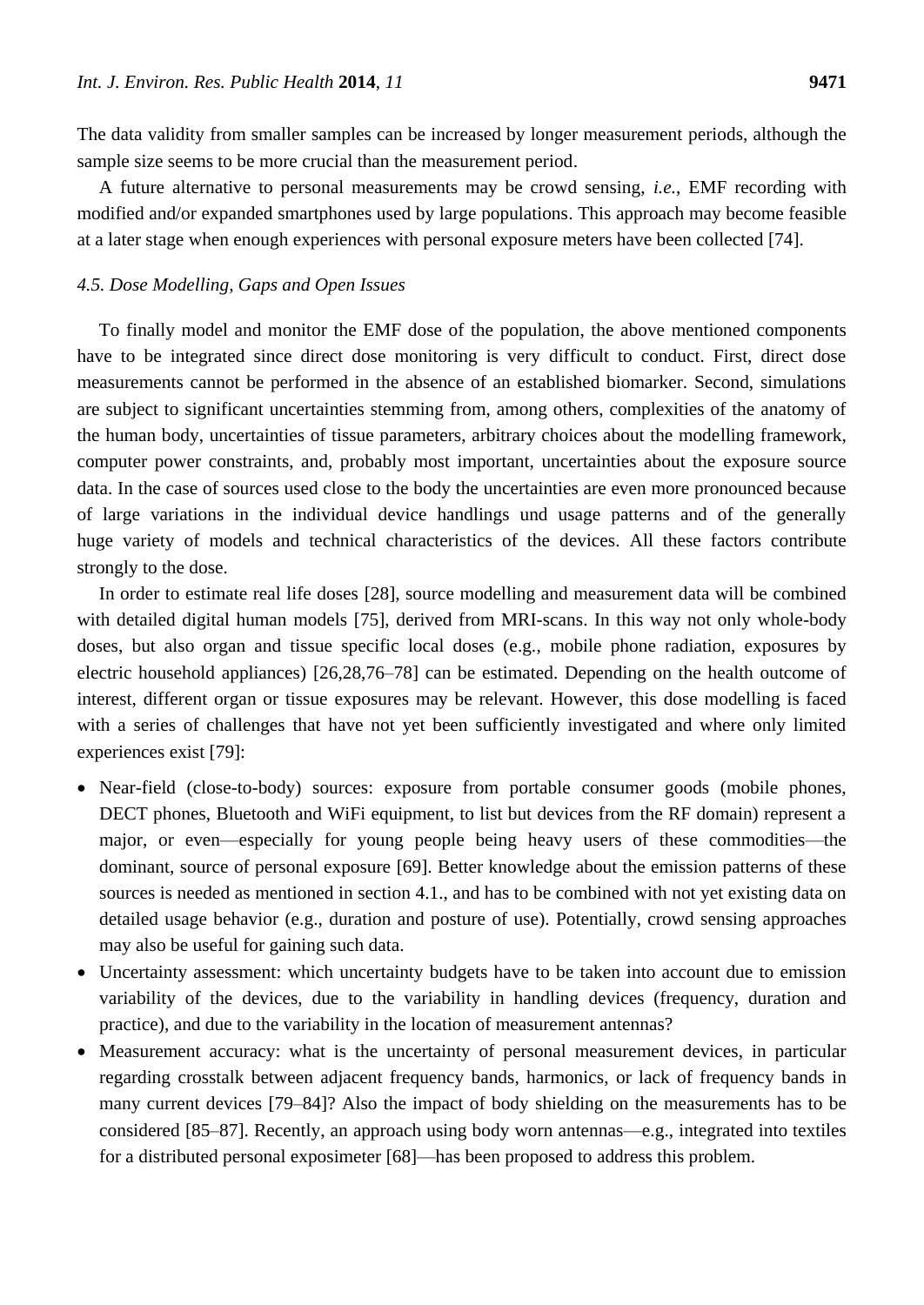The data validity from smaller samples can be increased by longer measurement periods, although the sample size seems to be more crucial than the measurement period.

A future alternative to personal measurements may be crowd sensing, *i.e.*, EMF recording with modified and/or expanded smartphones used by large populations. This approach may become feasible at a later stage when enough experiences with personal exposure meters have been collected [74].

### *4.5. Dose Modelling, Gaps and Open Issues*

To finally model and monitor the EMF dose of the population, the above mentioned components have to be integrated since direct dose monitoring is very difficult to conduct. First, direct dose measurements cannot be performed in the absence of an established biomarker. Second, simulations are subject to significant uncertainties stemming from, among others, complexities of the anatomy of the human body, uncertainties of tissue parameters, arbitrary choices about the modelling framework, computer power constraints, and, probably most important, uncertainties about the exposure source data. In the case of sources used close to the body the uncertainties are even more pronounced because of large variations in the individual device handlings und usage patterns and of the generally huge variety of models and technical characteristics of the devices. All these factors contribute strongly to the dose.

In order to estimate real life doses [28], source modelling and measurement data will be combined with detailed digital human models [75], derived from MRI-scans. In this way not only whole-body doses, but also organ and tissue specific local doses (e.g., mobile phone radiation, exposures by electric household appliances) [26,28,76–78] can be estimated. Depending on the health outcome of interest, different organ or tissue exposures may be relevant. However, this dose modelling is faced with a series of challenges that have not yet been sufficiently investigated and where only limited experiences exist [79]:

- Near-field (close-to-body) sources: exposure from portable consumer goods (mobile phones, DECT phones, Bluetooth and WiFi equipment, to list but devices from the RF domain) represent a major, or even—especially for young people being heavy users of these commodities—the dominant, source of personal exposure [69]. Better knowledge about the emission patterns of these sources is needed as mentioned in section 4.1., and has to be combined with not yet existing data on detailed usage behavior (e.g., duration and posture of use). Potentially, crowd sensing approaches may also be useful for gaining such data.
- Uncertainty assessment: which uncertainty budgets have to be taken into account due to emission variability of the devices, due to the variability in handling devices (frequency, duration and practice), and due to the variability in the location of measurement antennas?
- Measurement accuracy: what is the uncertainty of personal measurement devices, in particular regarding crosstalk between adjacent frequency bands, harmonics, or lack of frequency bands in many current devices [79–84]? Also the impact of body shielding on the measurements has to be considered [85–87]. Recently, an approach using body worn antennas—e.g., integrated into textiles for a distributed personal exposimeter [68]—has been proposed to address this problem.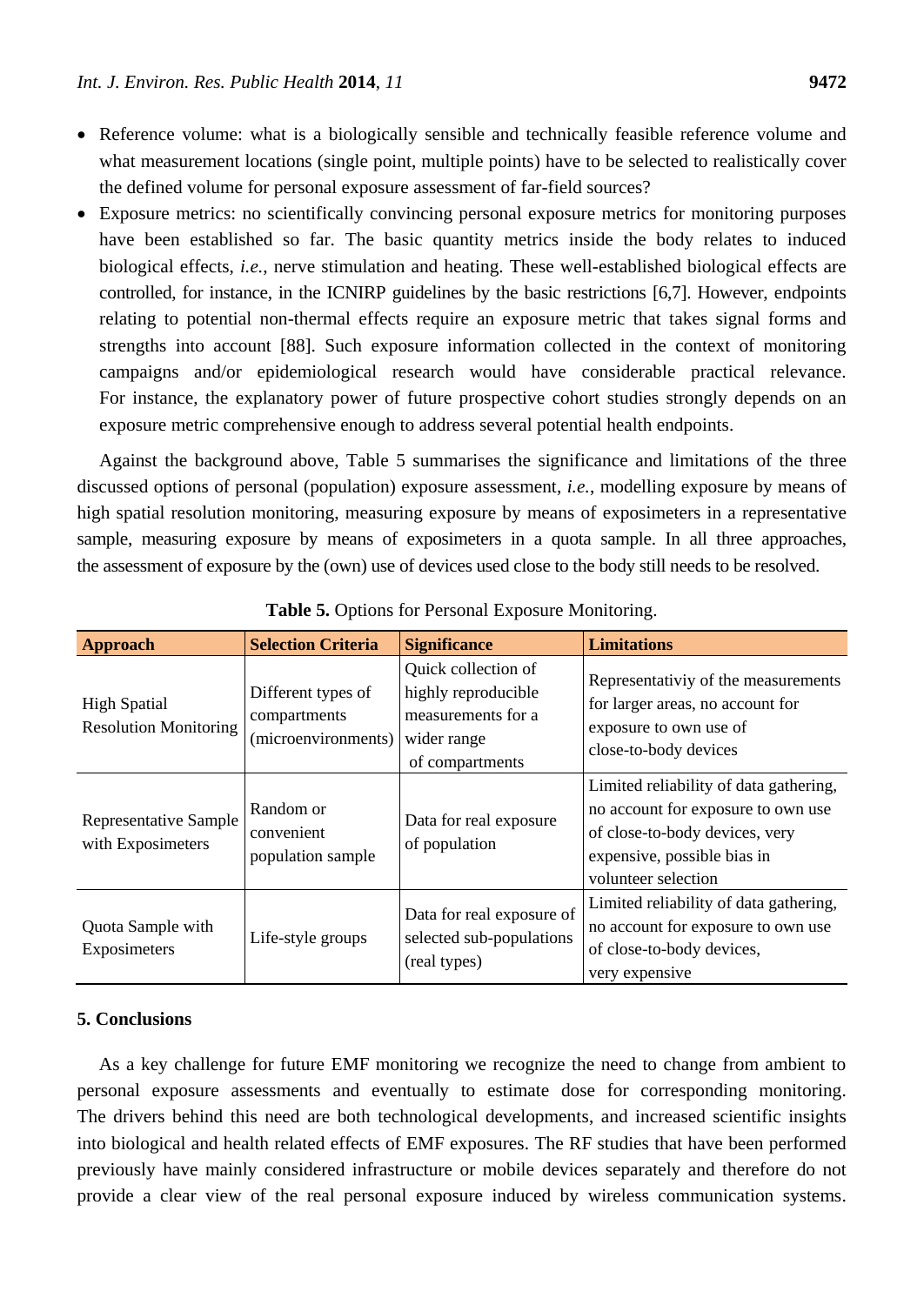- Reference volume: what is a biologically sensible and technically feasible reference volume and what measurement locations (single point, multiple points) have to be selected to realistically cover the defined volume for personal exposure assessment of far-field sources?
- Exposure metrics: no scientifically convincing personal exposure metrics for monitoring purposes have been established so far. The basic quantity metrics inside the body relates to induced biological effects, *i.e.*, nerve stimulation and heating. These well-established biological effects are controlled, for instance, in the ICNIRP guidelines by the basic restrictions [6,7]. However, endpoints relating to potential non-thermal effects require an exposure metric that takes signal forms and strengths into account [88]. Such exposure information collected in the context of monitoring campaigns and/or epidemiological research would have considerable practical relevance. For instance, the explanatory power of future prospective cohort studies strongly depends on an exposure metric comprehensive enough to address several potential health endpoints.

Against the background above, Table 5 summarises the significance and limitations of the three discussed options of personal (population) exposure assessment, *i.e.*, modelling exposure by means of high spatial resolution monitoring, measuring exposure by means of exposimeters in a representative sample, measuring exposure by means of exposimeters in a quota sample. In all three approaches, the assessment of exposure by the (own) use of devices used close to the body still needs to be resolved.

**Table 5.** Options for Personal Exposure Monitoring.

| Approach | Selection Criteria | Significance | Limitations |
|---|---|---|---|
| High Spatial Resolution Monitoring | Different types of compartments (microenvironments) | Quick collection of highly reproducible measurements for a wider range of compartments | Representativiy of the measurements for larger areas, no account for exposure to own use of close-to-body devices |
| Representative Sample with Exposimeters | Random or convenient population sample | Data for real exposure of population | Limited reliability of data gathering, no account for exposure to own use of close-to-body devices, very expensive, possible bias in volunteer selection |
| Quota Sample with Exposimeters | Life-style groups | Data for real exposure of selected sub-populations (real types) | Limited reliability of data gathering, no account for exposure to own use of close-to-body devices, very expensive |

## 5. Conclusions

As a key challenge for future EMF monitoring we recognize the need to change from ambient to personal exposure assessments and eventually to estimate dose for corresponding monitoring. The drivers behind this need are both technological developments, and increased scientific insights into biological and health related effects of EMF exposures. The RF studies that have been performed previously have mainly considered infrastructure or mobile devices separately and therefore do not provide a clear view of the real personal exposure induced by wireless communication systems.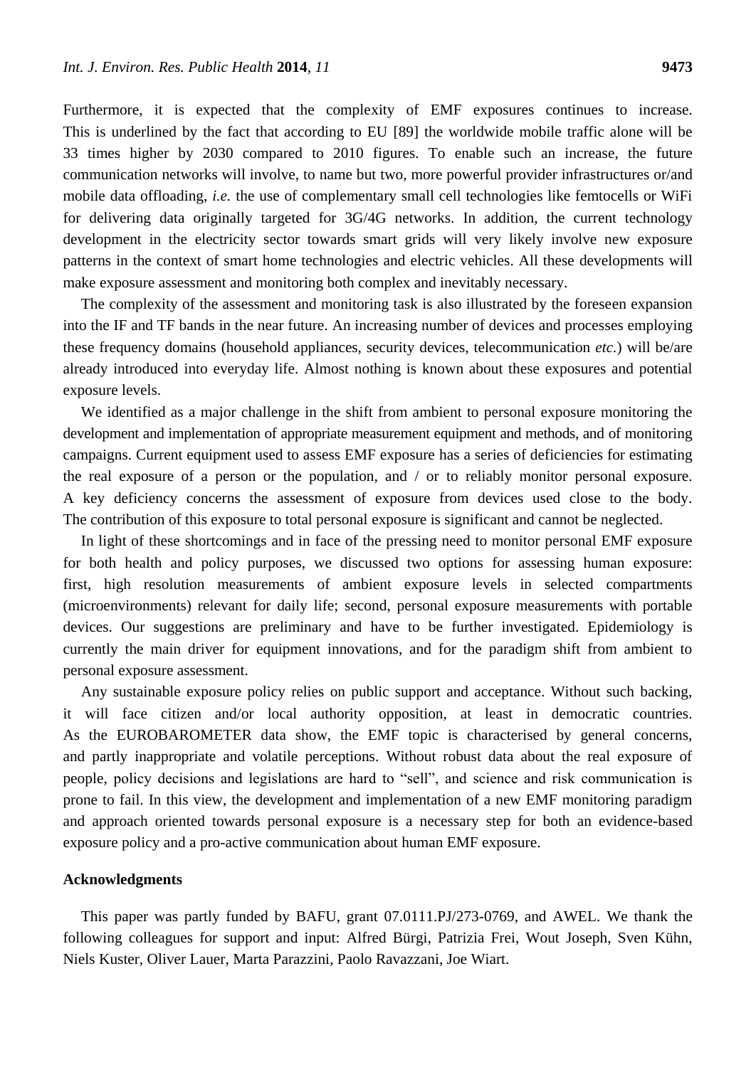Furthermore, it is expected that the complexity of EMF exposures continues to increase. This is underlined by the fact that according to EU [89] the worldwide mobile traffic alone will be 33 times higher by 2030 compared to 2010 figures. To enable such an increase, the future communication networks will involve, to name but two, more powerful provider infrastructures or/and mobile data offloading, *i.e.* the use of complementary small cell technologies like femtocells or WiFi for delivering data originally targeted for 3G/4G networks. In addition, the current technology development in the electricity sector towards smart grids will very likely involve new exposure patterns in the context of smart home technologies and electric vehicles. All these developments will make exposure assessment and monitoring both complex and inevitably necessary.

The complexity of the assessment and monitoring task is also illustrated by the foreseen expansion into the IF and TF bands in the near future. An increasing number of devices and processes employing these frequency domains (household appliances, security devices, telecommunication *etc.*) will be/are already introduced into everyday life. Almost nothing is known about these exposures and potential exposure levels.

We identified as a major challenge in the shift from ambient to personal exposure monitoring the development and implementation of appropriate measurement equipment and methods, and of monitoring campaigns. Current equipment used to assess EMF exposure has a series of deficiencies for estimating the real exposure of a person or the population, and / or to reliably monitor personal exposure. A key deficiency concerns the assessment of exposure from devices used close to the body. The contribution of this exposure to total personal exposure is significant and cannot be neglected.

In light of these shortcomings and in face of the pressing need to monitor personal EMF exposure for both health and policy purposes, we discussed two options for assessing human exposure: first, high resolution measurements of ambient exposure levels in selected compartments (microenvironments) relevant for daily life; second, personal exposure measurements with portable devices. Our suggestions are preliminary and have to be further investigated. Epidemiology is currently the main driver for equipment innovations, and for the paradigm shift from ambient to personal exposure assessment.

Any sustainable exposure policy relies on public support and acceptance. Without such backing, it will face citizen and/or local authority opposition, at least in democratic countries. As the EUROBAROMETER data show, the EMF topic is characterised by general concerns, and partly inappropriate and volatile perceptions. Without robust data about the real exposure of people, policy decisions and legislations are hard to "sell", and science and risk communication is prone to fail. In this view, the development and implementation of a new EMF monitoring paradigm and approach oriented towards personal exposure is a necessary step for both an evidence-based exposure policy and a pro-active communication about human EMF exposure.

## Acknowledgments

This paper was partly funded by BAFU, grant 07.0111.PJ/273-0769, and AWEL. We thank the following colleagues for support and input: Alfred Bürgi, Patrizia Frei, Wout Joseph, Sven Kühn, Niels Kuster, Oliver Lauer, Marta Parazzini, Paolo Ravazzani, Joe Wiart.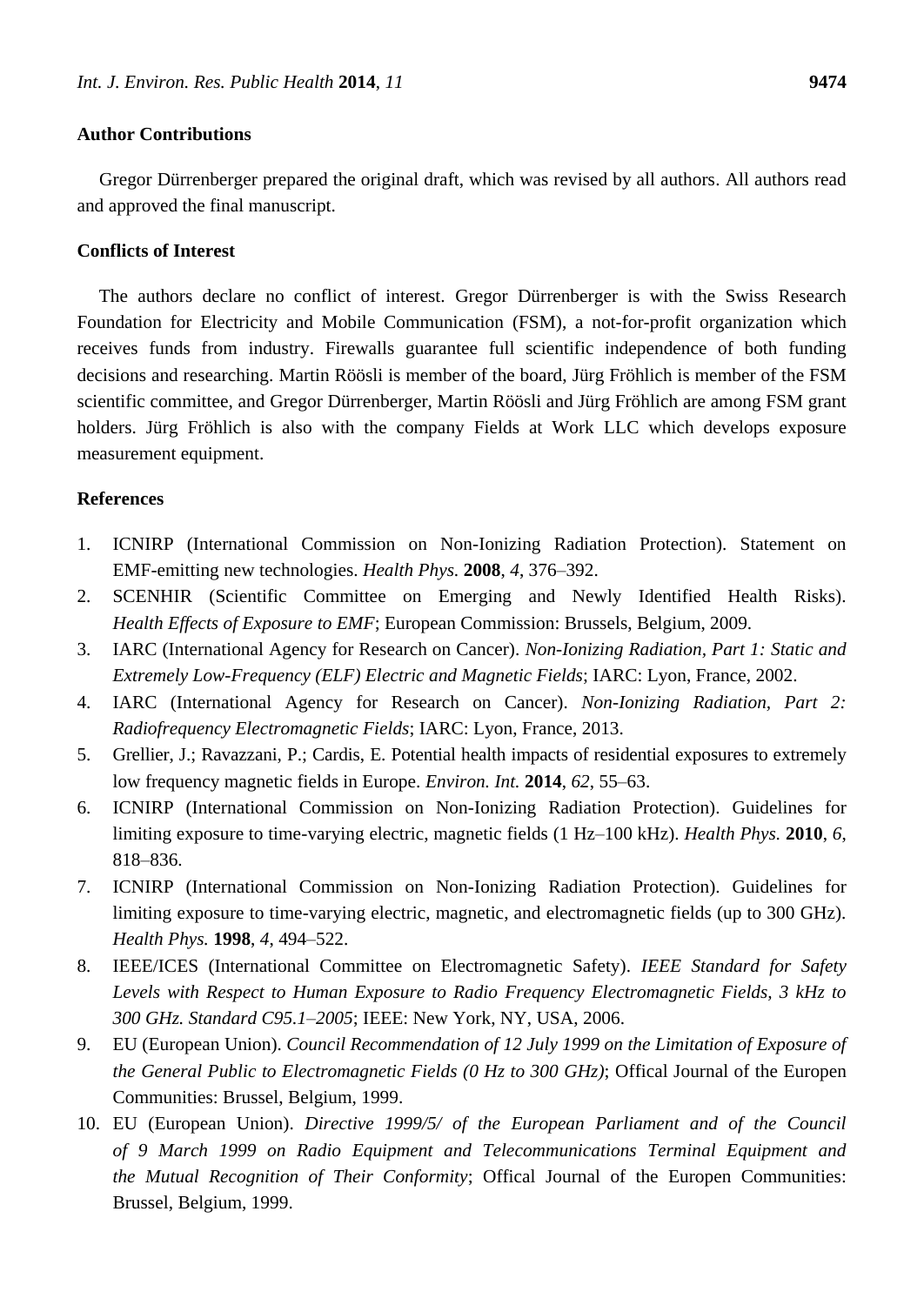## Author Contributions

Gregor Dürrenberger prepared the original draft, which was revised by all authors. All authors read and approved the final manuscript.

## Conflicts of Interest

The authors declare no conflict of interest. Gregor Dürrenberger is with the Swiss Research Foundation for Electricity and Mobile Communication (FSM), a not-for-profit organization which receives funds from industry. Firewalls guarantee full scientific independence of both funding decisions and researching. Martin Röösli is member of the board, Jürg Fröhlich is member of the FSM scientific committee, and Gregor Dürrenberger, Martin Röösli and Jürg Fröhlich are among FSM grant holders. Jürg Fröhlich is also with the company Fields at Work LLC which develops exposure measurement equipment.

## References

1. ICNIRP (International Commission on Non-Ionizing Radiation Protection). Statement on EMF-emitting new technologies. *Health Phys.* **2008**, *4*, 376–392.
2. SCENHIR (Scientific Committee on Emerging and Newly Identified Health Risks). *Health Effects of Exposure to EMF*; European Commission: Brussels, Belgium, 2009.
3. IARC (International Agency for Research on Cancer). *Non-Ionizing Radiation, Part 1: Static and Extremely Low-Frequency (ELF) Electric and Magnetic Fields*; IARC: Lyon, France, 2002.
4. IARC (International Agency for Research on Cancer). *Non-Ionizing Radiation, Part 2: Radiofrequency Electromagnetic Fields*; IARC: Lyon, France, 2013.
5. Grellier, J.; Ravazzani, P.; Cardis, E. Potential health impacts of residential exposures to extremely low frequency magnetic fields in Europe. *Environ. Int.* **2014**, *62*, 55–63.
6. ICNIRP (International Commission on Non-Ionizing Radiation Protection). Guidelines for limiting exposure to time-varying electric, magnetic fields (1 Hz–100 kHz). *Health Phys.* **2010**, *6*, 818–836.
7. ICNIRP (International Commission on Non-Ionizing Radiation Protection). Guidelines for limiting exposure to time-varying electric, magnetic, and electromagnetic fields (up to 300 GHz). *Health Phys.* **1998**, *4*, 494–522.
8. IEEE/ICES (International Committee on Electromagnetic Safety). *IEEE Standard for Safety Levels with Respect to Human Exposure to Radio Frequency Electromagnetic Fields, 3 kHz to 300 GHz. Standard C95.1–2005*; IEEE: New York, NY, USA, 2006.
9. EU (European Union). *Council Recommendation of 12 July 1999 on the Limitation of Exposure of the General Public to Electromagnetic Fields (0 Hz to 300 GHz)*; Offical Journal of the Europen Communities: Brussel, Belgium, 1999.
10. EU (European Union). *Directive 1999/5/ of the European Parliament and of the Council of 9 March 1999 on Radio Equipment and Telecommunications Terminal Equipment and the Mutual Recognition of Their Conformity*; Offical Journal of the Europen Communities: Brussel, Belgium, 1999.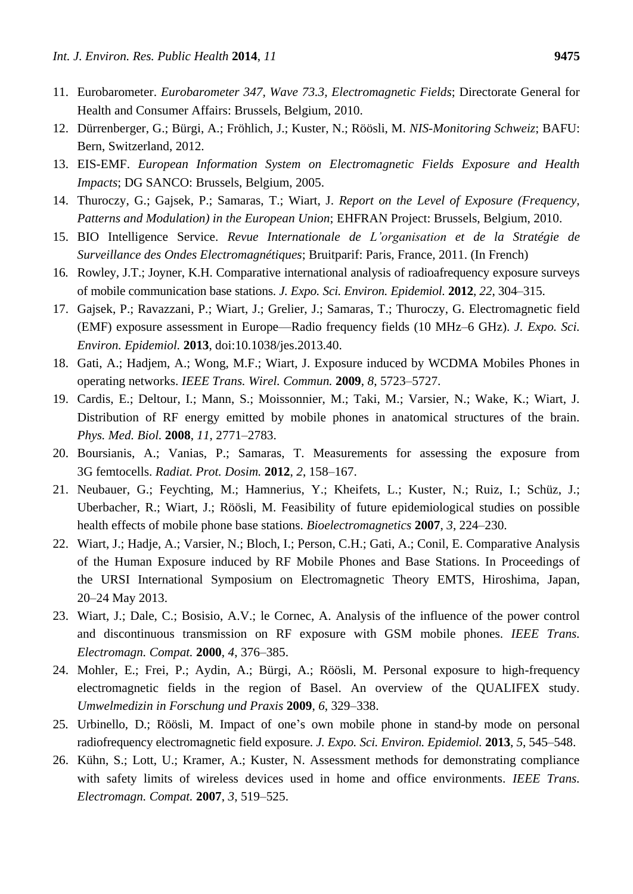11. Eurobarometer. *Eurobarometer 347, Wave 73.3, Electromagnetic Fields*; Directorate General for Health and Consumer Affairs: Brussels, Belgium, 2010.
12. Dürrenberger, G.; Bürgi, A.; Fröhlich, J.; Kuster, N.; Röösli, M. *NIS-Monitoring Schweiz*; BAFU: Bern, Switzerland, 2012.
13. EIS-EMF. *European Information System on Electromagnetic Fields Exposure and Health Impacts*; DG SANCO: Brussels, Belgium, 2005.
14. Thuroczy, G.; Gajsek, P.; Samaras, T.; Wiart, J. *Report on the Level of Exposure (Frequency, Patterns and Modulation) in the European Union*; EHFRAN Project: Brussels, Belgium, 2010.
15. BIO Intelligence Service. *Revue Internationale de L'organisation et de la Stratégie de Surveillance des Ondes Electromagnétiques*; Bruitparif: Paris, France, 2011. (In French)
16. Rowley, J.T.; Joyner, K.H. Comparative international analysis of radioafrequency exposure surveys of mobile communication base stations. *J. Expo. Sci. Environ. Epidemiol.* **2012**, *22*, 304–315.
17. Gajsek, P.; Ravazzani, P.; Wiart, J.; Grelier, J.; Samaras, T.; Thuroczy, G. Electromagnetic field (EMF) exposure assessment in Europe—Radio frequency fields (10 MHz–6 GHz). *J. Expo. Sci. Environ. Epidemiol.* **2013**, doi:10.1038/jes.2013.40.
18. Gati, A.; Hadjem, A.; Wong, M.F.; Wiart, J. Exposure induced by WCDMA Mobiles Phones in operating networks. *IEEE Trans. Wirel. Commun.* **2009**, *8*, 5723–5727.
19. Cardis, E.; Deltour, I.; Mann, S.; Moissonnier, M.; Taki, M.; Varsier, N.; Wake, K.; Wiart, J. Distribution of RF energy emitted by mobile phones in anatomical structures of the brain. *Phys. Med. Biol.* **2008**, *11*, 2771–2783.
20. Boursianis, A.; Vanias, P.; Samaras, T. Measurements for assessing the exposure from 3G femtocells. *Radiat. Prot. Dosim.* **2012**, *2*, 158–167.
21. Neubauer, G.; Feychting, M.; Hamnerius, Y.; Kheifets, L.; Kuster, N.; Ruiz, I.; Schüz, J.; Uberbacher, R.; Wiart, J.; Röösli, M. Feasibility of future epidemiological studies on possible health effects of mobile phone base stations. *Bioelectromagnetics* **2007**, *3*, 224–230.
22. Wiart, J.; Hadje, A.; Varsier, N.; Bloch, I.; Person, C.H.; Gati, A.; Conil, E. Comparative Analysis of the Human Exposure induced by RF Mobile Phones and Base Stations. In Proceedings of the URSI International Symposium on Electromagnetic Theory EMTS, Hiroshima, Japan, 20–24 May 2013.
23. Wiart, J.; Dale, C.; Bosisio, A.V.; le Cornec, A. Analysis of the influence of the power control and discontinuous transmission on RF exposure with GSM mobile phones. *IEEE Trans. Electromagn. Compat.* **2000**, *4*, 376–385.
24. Mohler, E.; Frei, P.; Aydin, A.; Bürgi, A.; Röösli, M. Personal exposure to high-frequency electromagnetic fields in the region of Basel. An overview of the QUALIFEX study. *Umwelmedizin in Forschung und Praxis* **2009**, *6*, 329–338.
25. Urbinello, D.; Röösli, M. Impact of one's own mobile phone in stand-by mode on personal radiofrequency electromagnetic field exposure. *J. Expo. Sci. Environ. Epidemiol.* **2013**, *5*, 545–548.
26. Kühn, S.; Lott, U.; Kramer, A.; Kuster, N. Assessment methods for demonstrating compliance with safety limits of wireless devices used in home and office environments. *IEEE Trans. Electromagn. Compat.* **2007**, *3*, 519–525.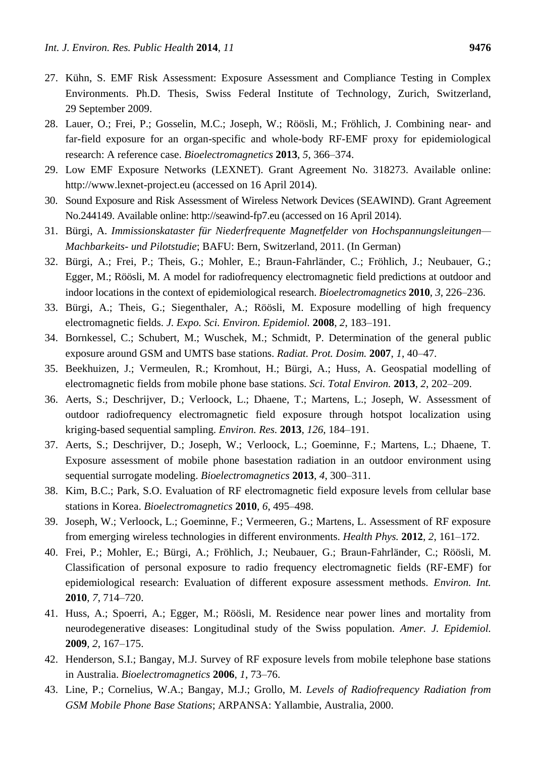27. Kühn, S. EMF Risk Assessment: Exposure Assessment and Compliance Testing in Complex Environments. Ph.D. Thesis, Swiss Federal Institute of Technology, Zurich, Switzerland, 29 September 2009.
28. Lauer, O.; Frei, P.; Gosselin, M.C.; Joseph, W.; Röösli, M.; Fröhlich, J. Combining near- and far-field exposure for an organ-specific and whole-body RF-EMF proxy for epidemiological research: A reference case. *Bioelectromagnetics* **2013**, *5*, 366–374.
29. Low EMF Exposure Networks (LEXNET). Grant Agreement No. 318273. Available online: http://www.lexnet-project.eu (accessed on 16 April 2014).
30. Sound Exposure and Risk Assessment of Wireless Network Devices (SEAWIND). Grant Agreement No.244149. Available online: http://seawind-fp7.eu (accessed on 16 April 2014).
31. Bürgi, A. *Immissionskataster für Niederfrequente Magnetfelder von Hochspannungsleitungen—Machbarkeits- und Pilotstudie*; BAFU: Bern, Switzerland, 2011. (In German)
32. Bürgi, A.; Frei, P.; Theis, G.; Mohler, E.; Braun-Fahrländer, C.; Fröhlich, J.; Neubauer, G.; Egger, M.; Röösli, M. A model for radiofrequency electromagnetic field predictions at outdoor and indoor locations in the context of epidemiological research. *Bioelectromagnetics* **2010**, *3*, 226–236.
33. Bürgi, A.; Theis, G.; Siegenthaler, A.; Röösli, M. Exposure modelling of high frequency electromagnetic fields. *J. Expo. Sci. Environ. Epidemiol.* **2008**, *2*, 183–191.
34. Bornkessel, C.; Schubert, M.; Wuschek, M.; Schmidt, P. Determination of the general public exposure around GSM and UMTS base stations. *Radiat. Prot. Dosim.* **2007**, *1*, 40–47.
35. Beekhuizen, J.; Vermeulen, R.; Kromhout, H.; Bürgi, A.; Huss, A. Geospatial modelling of electromagnetic fields from mobile phone base stations. *Sci. Total Environ.* **2013**, *2*, 202–209.
36. Aerts, S.; Deschrijver, D.; Verloock, L.; Dhaene, T.; Martens, L.; Joseph, W. Assessment of outdoor radiofrequency electromagnetic field exposure through hotspot localization using kriging-based sequential sampling. *Environ. Res.* **2013**, *126*, 184–191.
37. Aerts, S.; Deschrijver, D.; Joseph, W.; Verloock, L.; Goeminne, F.; Martens, L.; Dhaene, T. Exposure assessment of mobile phone basestation radiation in an outdoor environment using sequential surrogate modeling. *Bioelectromagnetics* **2013**, *4*, 300–311.
38. Kim, B.C.; Park, S.O. Evaluation of RF electromagnetic field exposure levels from cellular base stations in Korea. *Bioelectromagnetics* **2010**, *6*, 495–498.
39. Joseph, W.; Verloock, L.; Goeminne, F.; Vermeeren, G.; Martens, L. Assessment of RF exposure from emerging wireless technologies in different environments. *Health Phys.* **2012**, *2*, 161–172.
40. Frei, P.; Mohler, E.; Bürgi, A.; Fröhlich, J.; Neubauer, G.; Braun-Fahrländer, C.; Röösli, M. Classification of personal exposure to radio frequency electromagnetic fields (RF-EMF) for epidemiological research: Evaluation of different exposure assessment methods. *Environ. Int.* **2010**, *7*, 714–720.
41. Huss, A.; Spoerri, A.; Egger, M.; Röösli, M. Residence near power lines and mortality from neurodegenerative diseases: Longitudinal study of the Swiss population. *Amer. J. Epidemiol.* **2009**, *2*, 167–175.
42. Henderson, S.I.; Bangay, M.J. Survey of RF exposure levels from mobile telephone base stations in Australia. *Bioelectromagnetics* **2006**, *1*, 73–76.
43. Line, P.; Cornelius, W.A.; Bangay, M.J.; Grollo, M. *Levels of Radiofrequency Radiation from GSM Mobile Phone Base Stations*; ARPANSA: Yallambie, Australia, 2000.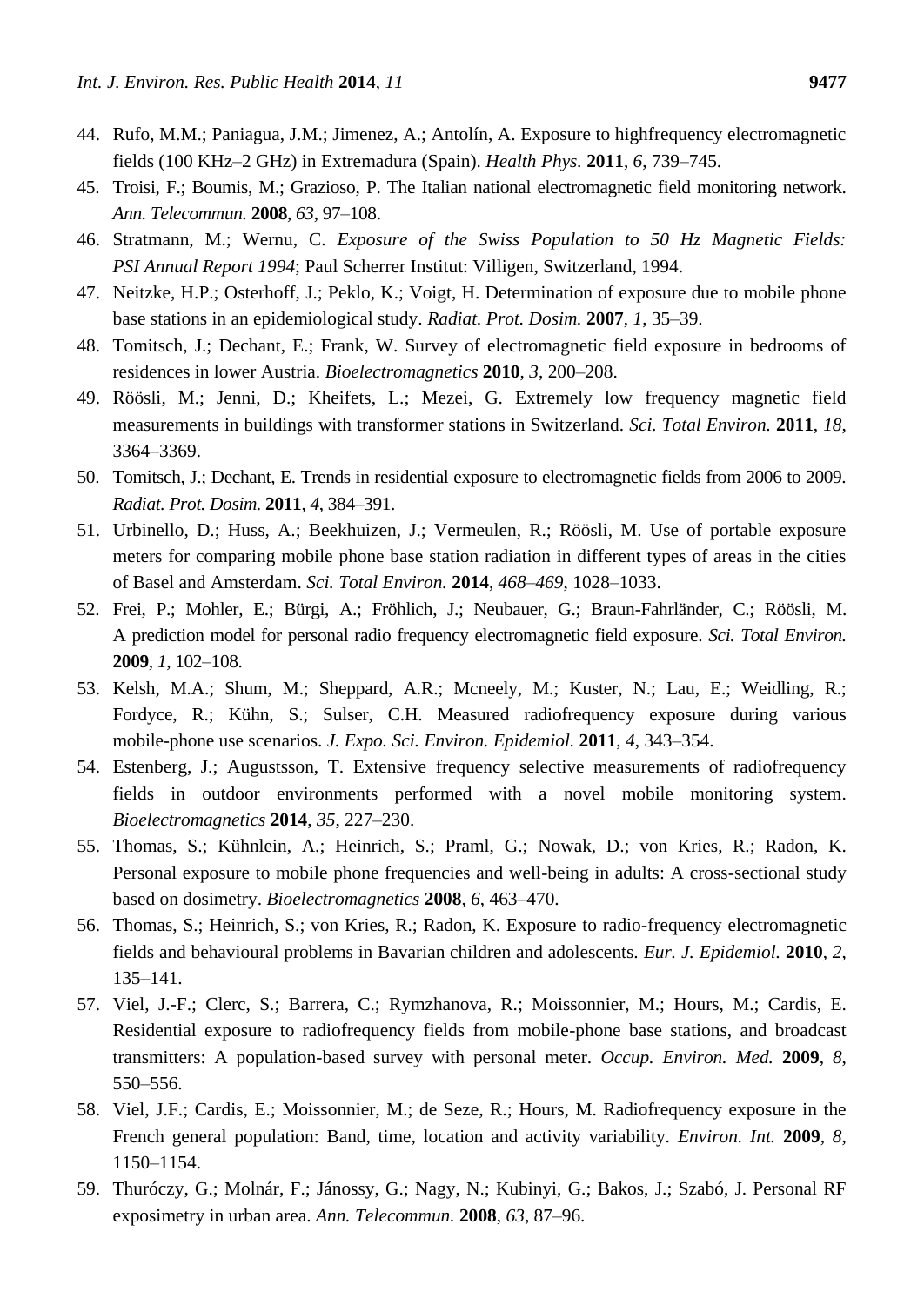44. Rufo, M.M.; Paniagua, J.M.; Jimenez, A.; Antolín, A. Exposure to highfrequency electromagnetic fields (100 KHz–2 GHz) in Extremadura (Spain). *Health Phys.* **2011**, *6*, 739–745.
45. Troisi, F.; Boumis, M.; Grazioso, P. The Italian national electromagnetic field monitoring network. *Ann. Telecommun.* **2008**, *63*, 97–108.
46. Stratmann, M.; Wernu, C. *Exposure of the Swiss Population to 50 Hz Magnetic Fields: PSI Annual Report 1994*; Paul Scherrer Institut: Villigen, Switzerland, 1994.
47. Neitzke, H.P.; Osterhoff, J.; Peklo, K.; Voigt, H. Determination of exposure due to mobile phone base stations in an epidemiological study. *Radiat. Prot. Dosim.* **2007**, *1*, 35–39.
48. Tomitsch, J.; Dechant, E.; Frank, W. Survey of electromagnetic field exposure in bedrooms of residences in lower Austria. *Bioelectromagnetics* **2010**, *3*, 200–208.
49. Röösli, M.; Jenni, D.; Kheifets, L.; Mezei, G. Extremely low frequency magnetic field measurements in buildings with transformer stations in Switzerland. *Sci. Total Environ.* **2011**, *18*, 3364–3369.
50. Tomitsch, J.; Dechant, E. Trends in residential exposure to electromagnetic fields from 2006 to 2009. *Radiat. Prot. Dosim.* **2011**, *4*, 384–391.
51. Urbinello, D.; Huss, A.; Beekhuizen, J.; Vermeulen, R.; Röösli, M. Use of portable exposure meters for comparing mobile phone base station radiation in different types of areas in the cities of Basel and Amsterdam. *Sci. Total Environ.* **2014**, *468–469*, 1028–1033.
52. Frei, P.; Mohler, E.; Bürgi, A.; Fröhlich, J.; Neubauer, G.; Braun-Fahrländer, C.; Röösli, M. A prediction model for personal radio frequency electromagnetic field exposure. *Sci. Total Environ.* **2009**, *1*, 102–108.
53. Kelsh, M.A.; Shum, M.; Sheppard, A.R.; Mcneely, M.; Kuster, N.; Lau, E.; Weidling, R.; Fordyce, R.; Kühn, S.; Sulser, C.H. Measured radiofrequency exposure during various mobile-phone use scenarios. *J. Expo. Sci. Environ. Epidemiol.* **2011**, *4*, 343–354.
54. Estenberg, J.; Augustsson, T. Extensive frequency selective measurements of radiofrequency fields in outdoor environments performed with a novel mobile monitoring system. *Bioelectromagnetics* **2014**, *35*, 227–230.
55. Thomas, S.; Kühnlein, A.; Heinrich, S.; Praml, G.; Nowak, D.; von Kries, R.; Radon, K. Personal exposure to mobile phone frequencies and well-being in adults: A cross-sectional study based on dosimetry. *Bioelectromagnetics* **2008**, *6*, 463–470.
56. Thomas, S.; Heinrich, S.; von Kries, R.; Radon, K. Exposure to radio-frequency electromagnetic fields and behavioural problems in Bavarian children and adolescents. *Eur. J. Epidemiol.* **2010**, *2*, 135–141.
57. Viel, J.-F.; Clerc, S.; Barrera, C.; Rymzhanova, R.; Moissonnier, M.; Hours, M.; Cardis, E. Residential exposure to radiofrequency fields from mobile-phone base stations, and broadcast transmitters: A population-based survey with personal meter. *Occup. Environ. Med.* **2009**, *8*, 550–556.
58. Viel, J.F.; Cardis, E.; Moissonnier, M.; de Seze, R.; Hours, M. Radiofrequency exposure in the French general population: Band, time, location and activity variability. *Environ. Int.* **2009**, *8*, 1150–1154.
59. Thuróczy, G.; Molnár, F.; Jánossy, G.; Nagy, N.; Kubinyi, G.; Bakos, J.; Szabó, J. Personal RF exposimetry in urban area. *Ann. Telecommun.* **2008**, *63*, 87–96.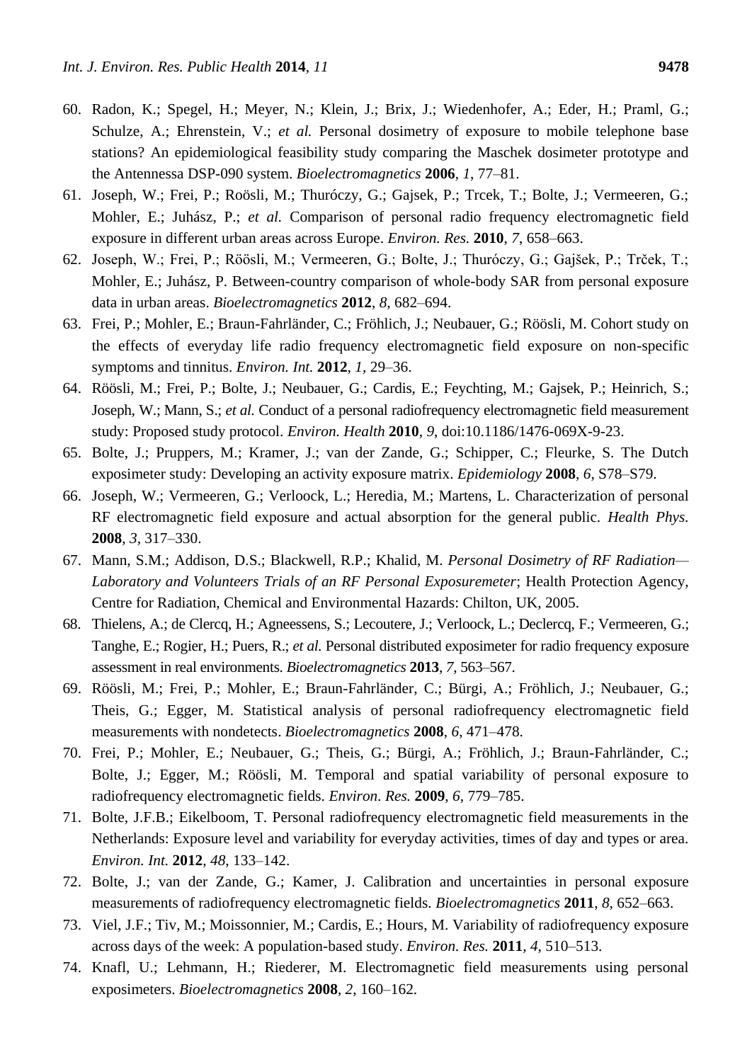60. Radon, K.; Spegel, H.; Meyer, N.; Klein, J.; Brix, J.; Wiedenhofer, A.; Eder, H.; Praml, G.; Schulze, A.; Ehrenstein, V.; *et al.* Personal dosimetry of exposure to mobile telephone base stations? An epidemiological feasibility study comparing the Maschek dosimeter prototype and the Antennessa DSP-090 system. *Bioelectromagnetics* **2006**, *1*, 77–81.
61. Joseph, W.; Frei, P.; Roösli, M.; Thuróczy, G.; Gajsek, P.; Trcek, T.; Bolte, J.; Vermeeren, G.; Mohler, E.; Juhász, P.; *et al.* Comparison of personal radio frequency electromagnetic field exposure in different urban areas across Europe. *Environ. Res.* **2010**, *7*, 658–663.
62. Joseph, W.; Frei, P.; Röösli, M.; Vermeeren, G.; Bolte, J.; Thuróczy, G.; Gajšek, P.; Trček, T.; Mohler, E.; Juhász, P. Between-country comparison of whole-body SAR from personal exposure data in urban areas. *Bioelectromagnetics* **2012**, *8*, 682–694.
63. Frei, P.; Mohler, E.; Braun-Fahrländer, C.; Fröhlich, J.; Neubauer, G.; Röösli, M. Cohort study on the effects of everyday life radio frequency electromagnetic field exposure on non-specific symptoms and tinnitus. *Environ. Int.* **2012**, *1*, 29–36.
64. Röösli, M.; Frei, P.; Bolte, J.; Neubauer, G.; Cardis, E.; Feychting, M.; Gajsek, P.; Heinrich, S.; Joseph, W.; Mann, S.; *et al.* Conduct of a personal radiofrequency electromagnetic field measurement study: Proposed study protocol. *Environ. Health* **2010**, *9*, doi:10.1186/1476-069X-9-23.
65. Bolte, J.; Pruppers, M.; Kramer, J.; van der Zande, G.; Schipper, C.; Fleurke, S. The Dutch exposimeter study: Developing an activity exposure matrix. *Epidemiology* **2008**, *6*, S78–S79.
66. Joseph, W.; Vermeeren, G.; Verloock, L.; Heredia, M.; Martens, L. Characterization of personal RF electromagnetic field exposure and actual absorption for the general public. *Health Phys.* **2008**, *3*, 317–330.
67. Mann, S.M.; Addison, D.S.; Blackwell, R.P.; Khalid, M. *Personal Dosimetry of RF Radiation—Laboratory and Volunteers Trials of an RF Personal Exposuremeter*; Health Protection Agency, Centre for Radiation, Chemical and Environmental Hazards: Chilton, UK, 2005.
68. Thielens, A.; de Clercq, H.; Agneessens, S.; Lecoutere, J.; Verloock, L.; Declercq, F.; Vermeeren, G.; Tanghe, E.; Rogier, H.; Puers, R.; *et al.* Personal distributed exposimeter for radio frequency exposure assessment in real environments. *Bioelectromagnetics* **2013**, *7*, 563–567.
69. Röösli, M.; Frei, P.; Mohler, E.; Braun-Fahrländer, C.; Bürgi, A.; Fröhlich, J.; Neubauer, G.; Theis, G.; Egger, M. Statistical analysis of personal radiofrequency electromagnetic field measurements with nondetects. *Bioelectromagnetics* **2008**, *6*, 471–478.
70. Frei, P.; Mohler, E.; Neubauer, G.; Theis, G.; Bürgi, A.; Fröhlich, J.; Braun-Fahrländer, C.; Bolte, J.; Egger, M.; Röösli, M. Temporal and spatial variability of personal exposure to radiofrequency electromagnetic fields. *Environ. Res.* **2009**, *6*, 779–785.
71. Bolte, J.F.B.; Eikelboom, T. Personal radiofrequency electromagnetic field measurements in the Netherlands: Exposure level and variability for everyday activities, times of day and types or area. *Environ. Int.* **2012**, *48*, 133–142.
72. Bolte, J.; van der Zande, G.; Kamer, J. Calibration and uncertainties in personal exposure measurements of radiofrequency electromagnetic fields. *Bioelectromagnetics* **2011**, *8*, 652–663.
73. Viel, J.F.; Tiv, M.; Moissonnier, M.; Cardis, E.; Hours, M. Variability of radiofrequency exposure across days of the week: A population-based study. *Environ. Res.* **2011**, *4*, 510–513.
74. Knafl, U.; Lehmann, H.; Riederer, M. Electromagnetic field measurements using personal exposimeters. *Bioelectromagnetics* **2008**, *2*, 160–162.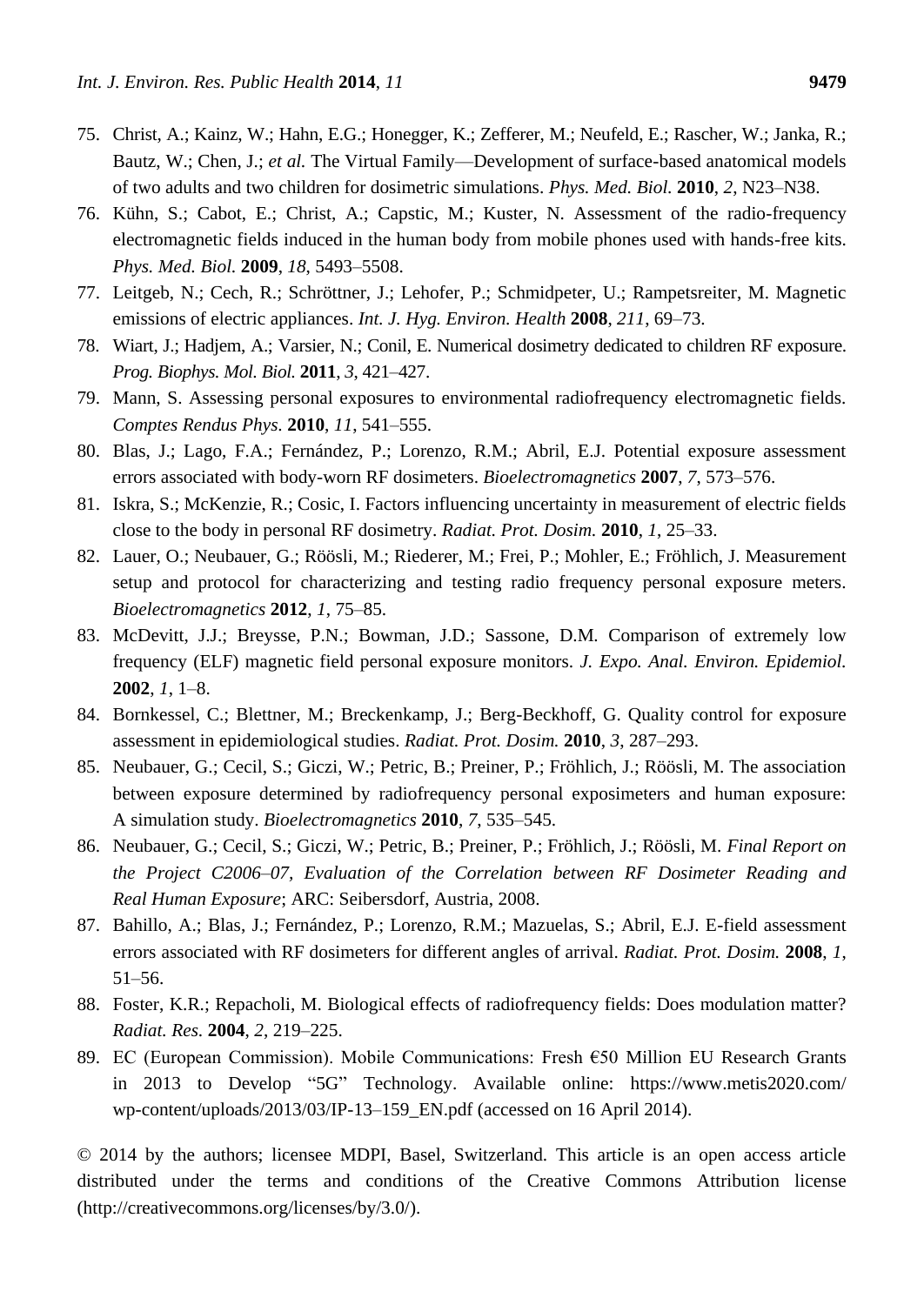75. Christ, A.; Kainz, W.; Hahn, E.G.; Honegger, K.; Zefferer, M.; Neufeld, E.; Rascher, W.; Janka, R.; Bautz, W.; Chen, J.; *et al.* The Virtual Family—Development of surface-based anatomical models of two adults and two children for dosimetric simulations. *Phys. Med. Biol.* **2010**, *2*, N23–N38.
76. Kühn, S.; Cabot, E.; Christ, A.; Capstic, M.; Kuster, N. Assessment of the radio-frequency electromagnetic fields induced in the human body from mobile phones used with hands-free kits. *Phys. Med. Biol.* **2009**, *18*, 5493–5508.
77. Leitgeb, N.; Cech, R.; Schröttner, J.; Lehofer, P.; Schmidpeter, U.; Rampetsreiter, M. Magnetic emissions of electric appliances. *Int. J. Hyg. Environ. Health* **2008**, *211*, 69–73.
78. Wiart, J.; Hadjem, A.; Varsier, N.; Conil, E. Numerical dosimetry dedicated to children RF exposure. *Prog. Biophys. Mol. Biol.* **2011**, *3*, 421–427.
79. Mann, S. Assessing personal exposures to environmental radiofrequency electromagnetic fields. *Comptes Rendus Phys.* **2010**, *11*, 541–555.
80. Blas, J.; Lago, F.A.; Fernández, P.; Lorenzo, R.M.; Abril, E.J. Potential exposure assessment errors associated with body-worn RF dosimeters. *Bioelectromagnetics* **2007**, *7*, 573–576.
81. Iskra, S.; McKenzie, R.; Cosic, I. Factors influencing uncertainty in measurement of electric fields close to the body in personal RF dosimetry. *Radiat. Prot. Dosim.* **2010**, *1*, 25–33.
82. Lauer, O.; Neubauer, G.; Röösli, M.; Riederer, M.; Frei, P.; Mohler, E.; Fröhlich, J. Measurement setup and protocol for characterizing and testing radio frequency personal exposure meters. *Bioelectromagnetics* **2012**, *1*, 75–85.
83. McDevitt, J.J.; Breysse, P.N.; Bowman, J.D.; Sassone, D.M. Comparison of extremely low frequency (ELF) magnetic field personal exposure monitors. *J. Expo. Anal. Environ. Epidemiol.* **2002**, *1*, 1–8.
84. Bornkessel, C.; Blettner, M.; Breckenkamp, J.; Berg-Beckhoff, G. Quality control for exposure assessment in epidemiological studies. *Radiat. Prot. Dosim.* **2010**, *3*, 287–293.
85. Neubauer, G.; Cecil, S.; Giczi, W.; Petric, B.; Preiner, P.; Fröhlich, J.; Röösli, M. The association between exposure determined by radiofrequency personal exposimeters and human exposure: A simulation study. *Bioelectromagnetics* **2010**, *7*, 535–545.
86. Neubauer, G.; Cecil, S.; Giczi, W.; Petric, B.; Preiner, P.; Fröhlich, J.; Röösli, M. *Final Report on the Project C2006–07, Evaluation of the Correlation between RF Dosimeter Reading and Real Human Exposure*; ARC: Seibersdorf, Austria, 2008.
87. Bahillo, A.; Blas, J.; Fernández, P.; Lorenzo, R.M.; Mazuelas, S.; Abril, E.J. E-field assessment errors associated with RF dosimeters for different angles of arrival. *Radiat. Prot. Dosim.* **2008**, *1*, 51–56.
88. Foster, K.R.; Repacholi, M. Biological effects of radiofrequency fields: Does modulation matter? *Radiat. Res.* **2004**, *2*, 219–225.
89. EC (European Commission). Mobile Communications: Fresh €50 Million EU Research Grants in 2013 to Develop "5G" Technology. Available online: https://www.metis2020.com/wp-content/uploads/2013/03/IP-13–159_EN.pdf (accessed on 16 April 2014).

© 2014 by the authors; licensee MDPI, Basel, Switzerland. This article is an open access article distributed under the terms and conditions of the Creative Commons Attribution license (http://creativecommons.org/licenses/by/3.0/).